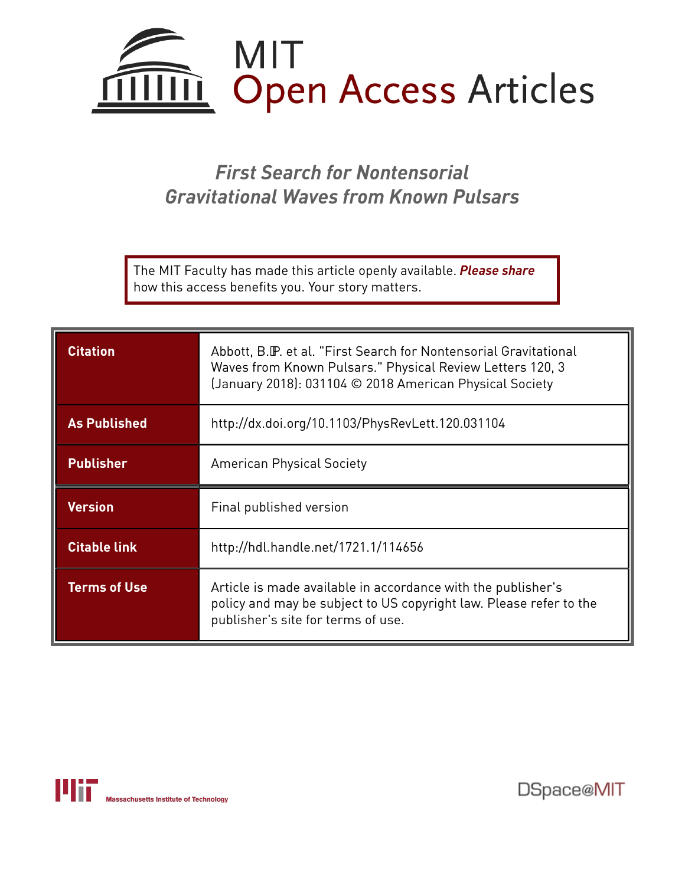# MIT Open Access Articles

## First Search for Nontensorial Gravitational Waves from Known Pulsars

The MIT Faculty has made this article openly available. ***Please share*** how this access benefits you. Your story matters.

| | |
|---|---|
| **Citation** | Abbott, B.P. et al. "First Search for Nontensorial Gravitational Waves from Known Pulsars." Physical Review Letters 120, 3 (January 2018): 031104 © 2018 American Physical Society |
| **As Published** | http://dx.doi.org/10.1103/PhysRevLett.120.031104 |
| **Publisher** | American Physical Society |
| **Version** | Final published version |
| **Citable link** | http://hdl.handle.net/1721.1/114656 |
| **Terms of Use** | Article is made available in accordance with the publisher's policy and may be subject to US copyright law. Please refer to the publisher's site for terms of use. |

Massachusetts Institute of Technology

DSpace@MIT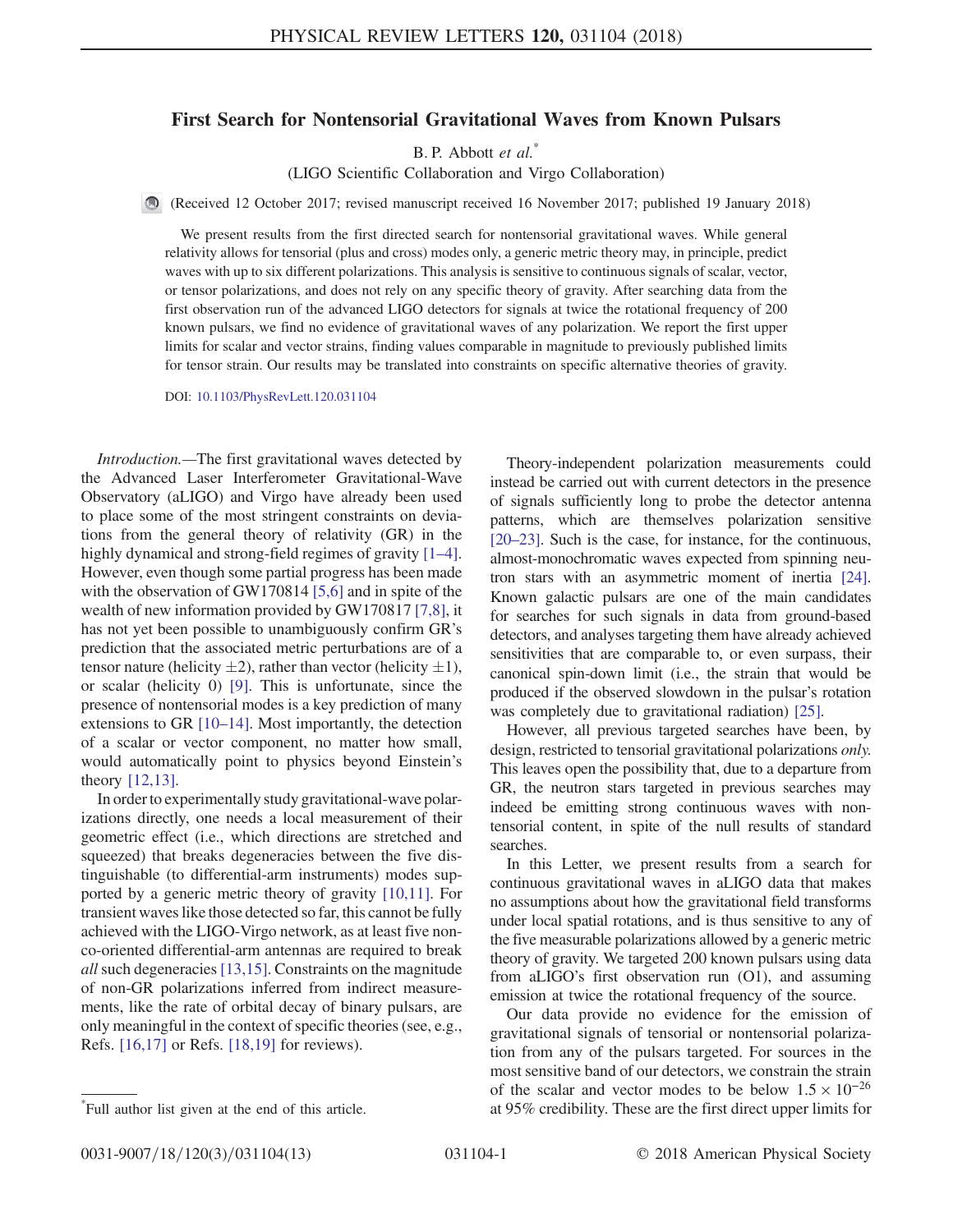# First Search for Nontensorial Gravitational Waves from Known Pulsars

B. P. Abbott *et al.*[*]

(LIGO Scientific Collaboration and Virgo Collaboration)

(Received 12 October 2017; revised manuscript received 16 November 2017; published 19 January 2018)

We present results from the first directed search for nontensorial gravitational waves. While general relativity allows for tensorial (plus and cross) modes only, a generic metric theory may, in principle, predict waves with up to six different polarizations. This analysis is sensitive to continuous signals of scalar, vector, or tensor polarizations, and does not rely on any specific theory of gravity. After searching data from the first observation run of the advanced LIGO detectors for signals at twice the rotational frequency of 200 known pulsars, we find no evidence of gravitational waves of any polarization. We report the first upper limits for scalar and vector strains, finding values comparable in magnitude to previously published limits for tensor strain. Our results may be translated into constraints on specific alternative theories of gravity.

DOI: 10.1103/PhysRevLett.120.031104

*Introduction.*—The first gravitational waves detected by the Advanced Laser Interferometer Gravitational-Wave Observatory (aLIGO) and Virgo have already been used to place some of the most stringent constraints on deviations from the general theory of relativity (GR) in the highly dynamical and strong-field regimes of gravity [1–4]. However, even though some partial progress has been made with the observation of GW170814 [5,6] and in spite of the wealth of new information provided by GW170817 [7,8], it has not yet been possible to unambiguously confirm GR's prediction that the associated metric perturbations are of a tensor nature (helicity $\pm 2$), rather than vector (helicity $\pm 1$), or scalar (helicity 0) [9]. This is unfortunate, since the presence of nontensorial modes is a key prediction of many extensions to GR [10–14]. Most importantly, the detection of a scalar or vector component, no matter how small, would automatically point to physics beyond Einstein's theory [12,13].

In order to experimentally study gravitational-wave polarizations directly, one needs a local measurement of their geometric effect (i.e., which directions are stretched and squeezed) that breaks degeneracies between the five distinguishable (to differential-arm instruments) modes supported by a generic metric theory of gravity [10,11]. For transient waves like those detected so far, this cannot be fully achieved with the LIGO-Virgo network, as at least five non-co-oriented differential-arm antennas are required to break *all* such degeneracies [13,15]. Constraints on the magnitude of non-GR polarizations inferred from indirect measurements, like the rate of orbital decay of binary pulsars, are only meaningful in the context of specific theories (see, e.g., Refs. [16,17] or Refs. [18,19] for reviews).

Theory-independent polarization measurements could instead be carried out with current detectors in the presence of signals sufficiently long to probe the detector antenna patterns, which are themselves polarization sensitive [20–23]. Such is the case, for instance, for the continuous, almost-monochromatic waves expected from spinning neutron stars with an asymmetric moment of inertia [24]. Known galactic pulsars are one of the main candidates for searches for such signals in data from ground-based detectors, and analyses targeting them have already achieved sensitivities that are comparable to, or even surpass, their canonical spin-down limit (i.e., the strain that would be produced if the observed slowdown in the pulsar's rotation was completely due to gravitational radiation) [25].

However, all previous targeted searches have been, by design, restricted to tensorial gravitational polarizations *only*. This leaves open the possibility that, due to a departure from GR, the neutron stars targeted in previous searches may indeed be emitting strong continuous waves with nontensorial content, in spite of the null results of standard searches.

In this Letter, we present results from a search for continuous gravitational waves in aLIGO data that makes no assumptions about how the gravitational field transforms under local spatial rotations, and is thus sensitive to any of the five measurable polarizations allowed by a generic metric theory of gravity. We targeted 200 known pulsars using data from aLIGO's first observation run (O1), and assuming emission at twice the rotational frequency of the source.

Our data provide no evidence for the emission of gravitational signals of tensorial or nontensorial polarization from any of the pulsars targeted. For sources in the most sensitive band of our detectors, we constrain the strain of the scalar and vector modes to be below $1.5 \times 10^{-26}$ at 95% credibility. These are the first direct upper limits for

[*]Full author list given at the end of this article.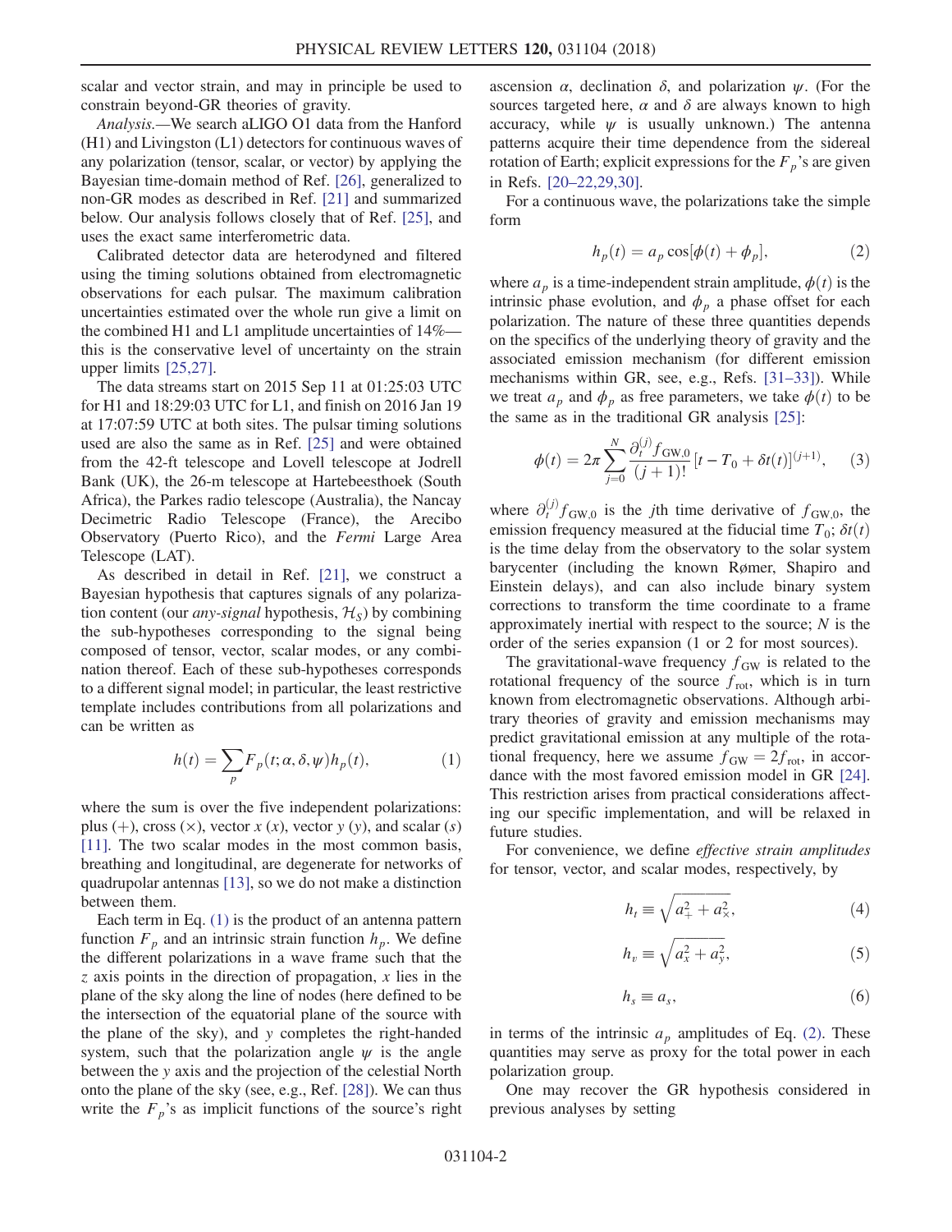scalar and vector strain, and may in principle be used to constrain beyond-GR theories of gravity.

*Analysis.*—We search aLIGO O1 data from the Hanford (H1) and Livingston (L1) detectors for continuous waves of any polarization (tensor, scalar, or vector) by applying the Bayesian time-domain method of Ref. [26], generalized to non-GR modes as described in Ref. [21] and summarized below. Our analysis follows closely that of Ref. [25], and uses the exact same interferometric data.

Calibrated detector data are heterodyned and filtered using the timing solutions obtained from electromagnetic observations for each pulsar. The maximum calibration uncertainties estimated over the whole run give a limit on the combined H1 and L1 amplitude uncertainties of 14%—this is the conservative level of uncertainty on the strain upper limits [25,27].

The data streams start on 2015 Sep 11 at 01:25:03 UTC for H1 and 18:29:03 UTC for L1, and finish on 2016 Jan 19 at 17:07:59 UTC at both sites. The pulsar timing solutions used are also the same as in Ref. [25] and were obtained from the 42-ft telescope and Lovell telescope at Jodrell Bank (UK), the 26-m telescope at Hartebeesthoek (South Africa), the Parkes radio telescope (Australia), the Nancay Decimetric Radio Telescope (France), the Arecibo Observatory (Puerto Rico), and the *Fermi* Large Area Telescope (LAT).

As described in detail in Ref. [21], we construct a Bayesian hypothesis that captures signals of any polarization content (our *any-signal* hypothesis, $\mathcal{H}_S$) by combining the sub-hypotheses corresponding to the signal being composed of tensor, vector, scalar modes, or any combination thereof. Each of these sub-hypotheses corresponds to a different signal model; in particular, the least restrictive template includes contributions from all polarizations and can be written as

$$h(t) = \sum_p F_p(t; \alpha, \delta, \psi) h_p(t), \tag{1}$$

where the sum is over the five independent polarizations: plus ($+$), cross ($\times$), vector $x$ ($x$), vector $y$ ($y$), and scalar ($s$) [11]. The two scalar modes in the most common basis, breathing and longitudinal, are degenerate for networks of quadrupolar antennas [13], so we do not make a distinction between them.

Each term in Eq. (1) is the product of an antenna pattern function $F_p$ and an intrinsic strain function $h_p$. We define the different polarizations in a wave frame such that the $z$ axis points in the direction of propagation, $x$ lies in the plane of the sky along the line of nodes (here defined to be the intersection of the equatorial plane of the source with the plane of the sky), and $y$ completes the right-handed system, such that the polarization angle $\psi$ is the angle between the $y$ axis and the projection of the celestial North onto the plane of the sky (see, e.g., Ref. [28]). We can thus write the $F_p$'s as implicit functions of the source's right ascension $\alpha$, declination $\delta$, and polarization $\psi$. (For the sources targeted here, $\alpha$ and $\delta$ are always known to high accuracy, while $\psi$ is usually unknown.) The antenna patterns acquire their time dependence from the sidereal rotation of Earth; explicit expressions for the $F_p$'s are given in Refs. [20–22,29,30].

For a continuous wave, the polarizations take the simple form

$$h_p(t) = a_p \cos[\phi(t) + \phi_p], \tag{2}$$

where $a_p$ is a time-independent strain amplitude, $\phi(t)$ is the intrinsic phase evolution, and $\phi_p$ a phase offset for each polarization. The nature of these three quantities depends on the specifics of the underlying theory of gravity and the associated emission mechanism (for different emission mechanisms within GR, see, e.g., Refs. [31–33]). While we treat $a_p$ and $\phi_p$ as free parameters, we take $\phi(t)$ to be the same as in the traditional GR analysis [25]:

$$\phi(t) = 2\pi \sum_{j=0}^{N} \frac{\partial_t^{(j)} f_{\mathrm{GW},0}}{(j+1)!} [t - T_0 + \delta t(t)]^{(j+1)}, \tag{3}$$

where $\partial_t^{(j)} f_{\mathrm{GW},0}$ is the $j$th time derivative of $f_{\mathrm{GW},0}$, the emission frequency measured at the fiducial time $T_0$; $\delta t(t)$ is the time delay from the observatory to the solar system barycenter (including the known Rømer, Shapiro and Einstein delays), and can also include binary system corrections to transform the time coordinate to a frame approximately inertial with respect to the source; $N$ is the order of the series expansion (1 or 2 for most sources).

The gravitational-wave frequency $f_{\mathrm{GW}}$ is related to the rotational frequency of the source $f_{\mathrm{rot}}$, which is in turn known from electromagnetic observations. Although arbitrary theories of gravity and emission mechanisms may predict gravitational emission at any multiple of the rotational frequency, here we assume $f_{\mathrm{GW}} = 2f_{\mathrm{rot}}$, in accordance with the most favored emission model in GR [24]. This restriction arises from practical considerations affecting our specific implementation, and will be relaxed in future studies.

For convenience, we define *effective strain amplitudes* for tensor, vector, and scalar modes, respectively, by

$$h_t \equiv \sqrt{a_+^2 + a_\times^2}, \tag{4}$$

$$h_v \equiv \sqrt{a_x^2 + a_y^2}, \tag{5}$$

$$h_s \equiv a_s, \tag{6}$$

in terms of the intrinsic $a_p$ amplitudes of Eq. (2). These quantities may serve as proxy for the total power in each polarization group.

One may recover the GR hypothesis considered in previous analyses by setting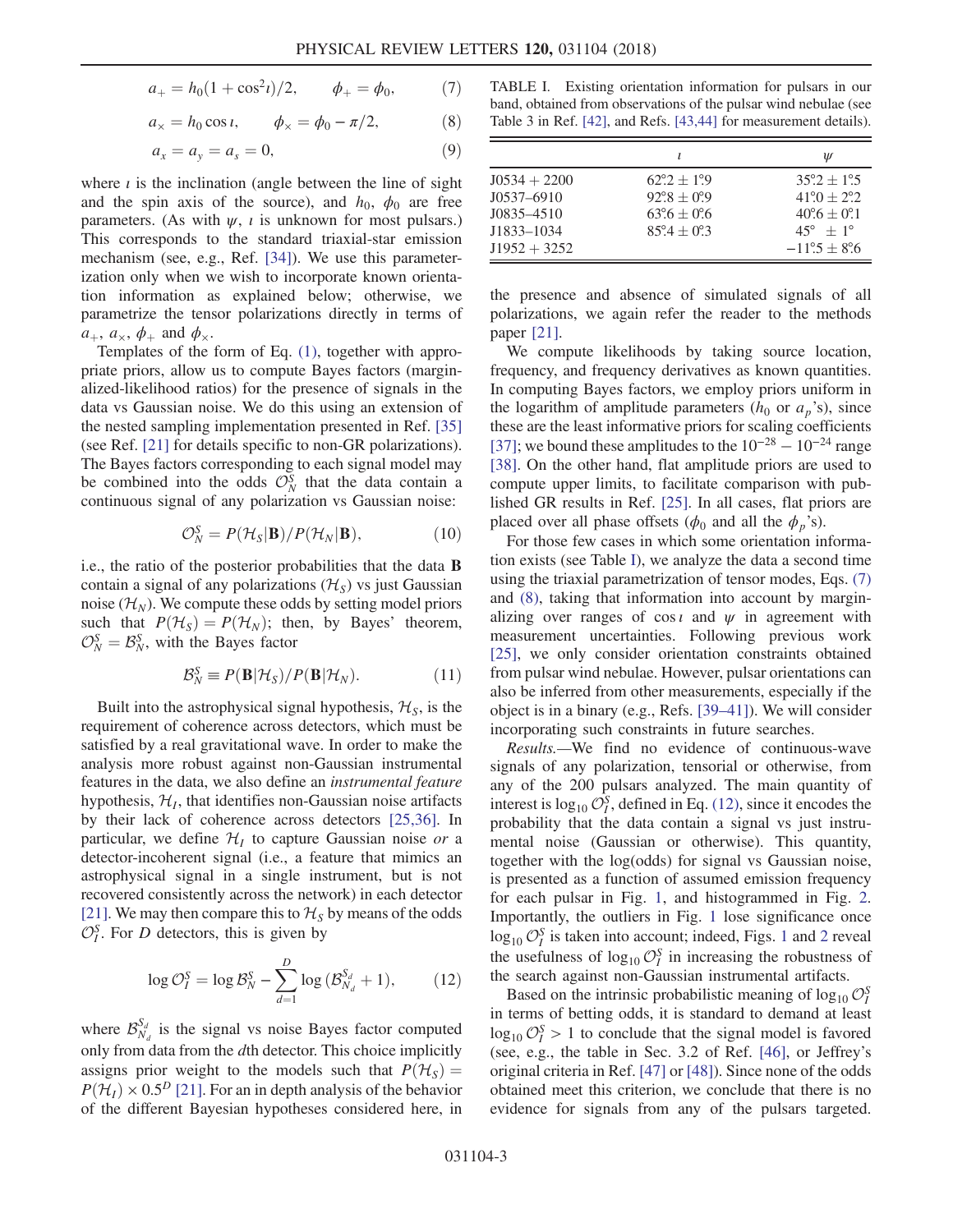$$a_+ = h_0(1+\cos^2\iota)/2, \qquad \phi_+ = \phi_0, \tag{7}$$

$$a_\times = h_0 \cos\iota, \qquad \phi_\times = \phi_0 - \pi/2, \tag{8}$$

$$a_x = a_y = a_s = 0, \tag{9}$$

where $\iota$ is the inclination (angle between the line of sight and the spin axis of the source), and $h_0$, $\phi_0$ are free parameters. (As with $\psi$, $\iota$ is unknown for most pulsars.) This corresponds to the standard triaxial-star emission mechanism (see, e.g., Ref. [34]). We use this parameterization only when we wish to incorporate known orientation information as explained below; otherwise, we parametrize the tensor polarizations directly in terms of $a_+$, $a_\times$, $\phi_+$ and $\phi_\times$.

Templates of the form of Eq. (1), together with appropriate priors, allow us to compute Bayes factors (marginalized-likelihood ratios) for the presence of signals in the data vs Gaussian noise. We do this using an extension of the nested sampling implementation presented in Ref. [35] (see Ref. [21] for details specific to non-GR polarizations). The Bayes factors corresponding to each signal model may be combined into the odds $\mathcal{O}^S_N$ that the data contain a continuous signal of any polarization vs Gaussian noise:

$$\mathcal{O}^S_N = P(\mathcal{H}_S|\mathbf{B})/P(\mathcal{H}_N|\mathbf{B}), \tag{10}$$

i.e., the ratio of the posterior probabilities that the data $\mathbf{B}$ contain a signal of any polarizations ($\mathcal{H}_S$) vs just Gaussian noise ($\mathcal{H}_N$). We compute these odds by setting model priors such that $P(\mathcal{H}_S) = P(\mathcal{H}_N)$; then, by Bayes' theorem, $\mathcal{O}^S_N = \mathcal{B}^S_N$, with the Bayes factor

$$\mathcal{B}^S_N \equiv P(\mathbf{B}|\mathcal{H}_S)/P(\mathbf{B}|\mathcal{H}_N). \tag{11}$$

Built into the astrophysical signal hypothesis, $\mathcal{H}_S$, is the requirement of coherence across detectors, which must be satisfied by a real gravitational wave. In order to make the analysis more robust against non-Gaussian instrumental features in the data, we also define an *instrumental feature* hypothesis, $\mathcal{H}_I$, that identifies non-Gaussian noise artifacts by their lack of coherence across detectors [25,36]. In particular, we define $\mathcal{H}_I$ to capture Gaussian noise *or* a detector-incoherent signal (i.e., a feature that mimics an astrophysical signal in a single instrument, but is not recovered consistently across the network) in each detector [21]. We may then compare this to $\mathcal{H}_S$ by means of the odds $\mathcal{O}^S_I$. For $D$ detectors, this is given by

$$\log \mathcal{O}^S_I = \log \mathcal{B}^S_N - \sum_{d=1}^{D} \log\left(\mathcal{B}^{S_d}_{N_d} + 1\right), \tag{12}$$

where $\mathcal{B}^{S_d}_{N_d}$ is the signal vs noise Bayes factor computed only from data from the $d$th detector. This choice implicitly assigns prior weight to the models such that $P(\mathcal{H}_S) = P(\mathcal{H}_I) \times 0.5^D$ [21]. For an in depth analysis of the behavior of the different Bayesian hypotheses considered here, in the presence and absence of simulated signals of all polarizations, we again refer the reader to the methods paper [21].

TABLE I. Existing orientation information for pulsars in our band, obtained from observations of the pulsar wind nebulae (see Table 3 in Ref. [42], and Refs. [43,44] for measurement details).

| | $\iota$ | $\psi$ |
|---|---|---|
| J0534 + 2200 | $62.2° \pm 1.9°$ | $35.2° \pm 1.5°$ |
| J0537–6910 | $92.8° \pm 0.9°$ | $41.0° \pm 2.2°$ |
| J0835–4510 | $63.6° \pm 0.6°$ | $40.6° \pm 0.1°$ |
| J1833–1034 | $85.4° \pm 0.3°$ | $45° \pm 1°$ |
| J1952 + 3252 | | $-11.5° \pm 8.6°$ |

We compute likelihoods by taking source location, frequency, and frequency derivatives as known quantities. In computing Bayes factors, we employ priors uniform in the logarithm of amplitude parameters ($h_0$ or $a_p$'s), since these are the least informative priors for scaling coefficients [37]; we bound these amplitudes to the $10^{-28} - 10^{-24}$ range [38]. On the other hand, flat amplitude priors are used to compute upper limits, to facilitate comparison with published GR results in Ref. [25]. In all cases, flat priors are placed over all phase offsets ($\phi_0$ and all the $\phi_p$'s).

For those few cases in which some orientation information exists (see Table I), we analyze the data a second time using the triaxial parametrization of tensor modes, Eqs. (7) and (8), taking that information into account by marginalizing over ranges of $\cos\iota$ and $\psi$ in agreement with measurement uncertainties. Following previous work [25], we only consider orientation constraints obtained from pulsar wind nebulae. However, pulsar orientations can also be inferred from other measurements, especially if the object is in a binary (e.g., Refs. [39–41]). We will consider incorporating such constraints in future searches.

*Results.*—We find no evidence of continuous-wave signals of any polarization, tensorial or otherwise, from any of the 200 pulsars analyzed. The main quantity of interest is $\log_{10}\mathcal{O}^S_I$, defined in Eq. (12), since it encodes the probability that the data contain a signal vs just instrumental noise (Gaussian or otherwise). This quantity, together with the log(odds) for signal vs Gaussian noise, is presented as a function of assumed emission frequency for each pulsar in Fig. 1, and histogrammed in Fig. 2. Importantly, the outliers in Fig. 1 lose significance once $\log_{10}\mathcal{O}^S_I$ is taken into account; indeed, Figs. 1 and 2 reveal the usefulness of $\log_{10}\mathcal{O}^S_I$ in increasing the robustness of the search against non-Gaussian instrumental artifacts.

Based on the intrinsic probabilistic meaning of $\log_{10}\mathcal{O}^S_I$ in terms of betting odds, it is standard to demand at least $\log_{10}\mathcal{O}^S_I > 1$ to conclude that the signal model is favored (see, e.g., the table in Sec. 3.2 of Ref. [46], or Jeffrey's original criteria in Ref. [47] or [48]). Since none of the odds obtained meet this criterion, we conclude that there is no evidence for signals from any of the pulsars targeted.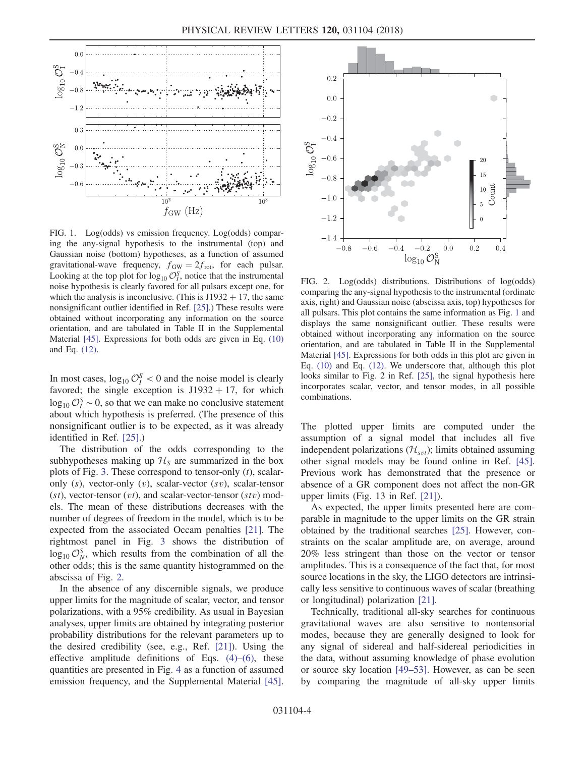$\log_{10} \mathcal{O}^S_I$

0.0

−0.4

−0.8

−1.2

$\log_{10} \mathcal{O}^S_N$

0.3

0.0

−0.3

−0.6

$10^2$

$10^3$

$f_{GW}$ (Hz)

FIG. 1. Log(odds) vs emission frequency. Log(odds) comparing the any-signal hypothesis to the instrumental (top) and Gaussian noise (bottom) hypotheses, as a function of assumed gravitational-wave frequency, $f_{GW} = 2f_{rot}$, for each pulsar. Looking at the top plot for $\log_{10} \mathcal{O}^S_I$, notice that the instrumental noise hypothesis is clearly favored for all pulsars except one, for which the analysis is inconclusive. (This is J1932 + 17, the same nonsignificant outlier identified in Ref. [25].) These results were obtained without incorporating any information on the source orientation, and are tabulated in Table II in the Supplemental Material [45]. Expressions for both odds are given in Eq. (10) and Eq. (12).

$\log_{10} \mathcal{O}^S_I$

0.2

0.0

−0.2

−0.4

−0.6

−0.8

−1.0

−1.2

−1.4

−0.8 −0.6 −0.4 −0.2 0.0 0.2 0.4

$\log_{10} \mathcal{O}^S_N$

Count

20

15

10

5

0

FIG. 2. Log(odds) distributions. Distributions of log(odds) comparing the any-signal hypothesis to the instrumental (ordinate axis, right) and Gaussian noise (abscissa axis, top) hypotheses for all pulsars. This plot contains the same information as Fig. 1 and displays the same nonsignificant outlier. These results were obtained without incorporating any information on the source orientation, and are tabulated in Table II in the Supplemental Material [45]. Expressions for both odds in this plot are given in Eq. (10) and Eq. (12). We underscore that, although this plot looks similar to Fig. 2 in Ref. [25], the signal hypothesis here incorporates scalar, vector, and tensor modes, in all possible combinations.

In most cases, $\log_{10} \mathcal{O}^S_I < 0$ and the noise model is clearly favored; the single exception is J1932 + 17, for which $\log_{10} \mathcal{O}^S_I \sim 0$, so that we can make no conclusive statement about which hypothesis is preferred. (The presence of this nonsignificant outlier is to be expected, as it was already identified in Ref. [25].)

The distribution of the odds corresponding to the subhypotheses making up $\mathcal{H}_S$ are summarized in the box plots of Fig. 3. These correspond to tensor-only ($t$), scalar-only ($s$), vector-only ($v$), scalar-vector ($sv$), scalar-tensor ($st$), vector-tensor ($vt$), and scalar-vector-tensor ($stv$) models. The mean of these distributions decreases with the number of degrees of freedom in the model, which is to be expected from the associated Occam penalties [21]. The rightmost panel in Fig. 3 shows the distribution of $\log_{10} \mathcal{O}^S_N$, which results from the combination of all the other odds; this is the same quantity histogrammed on the abscissa of Fig. 2.

In the absence of any discernible signals, we produce upper limits for the magnitude of scalar, vector, and tensor polarizations, with a 95% credibility. As usual in Bayesian analyses, upper limits are obtained by integrating posterior probability distributions for the relevant parameters up to the desired credibility (see, e.g., Ref. [21]). Using the effective amplitude definitions of Eqs. (4)–(6), these quantities are presented in Fig. 4 as a function of assumed emission frequency, and the Supplemental Material [45]. The plotted upper limits are computed under the assumption of a signal model that includes all five independent polarizations ($\mathcal{H}_{svt}$); limits obtained assuming other signal models may be found online in Ref. [45]. Previous work has demonstrated that the presence or absence of a GR component does not affect the non-GR upper limits (Fig. 13 in Ref. [21]).

As expected, the upper limits presented here are comparable in magnitude to the upper limits on the GR strain obtained by the traditional searches [25]. However, constraints on the scalar amplitude are, on average, around 20% less stringent than those on the vector or tensor amplitudes. This is a consequence of the fact that, for most source locations in the sky, the LIGO detectors are intrinsically less sensitive to continuous waves of scalar (breathing or longitudinal) polarization [21].

Technically, traditional all-sky searches for continuous gravitational waves are also sensitive to nontensorial modes, because they are generally designed to look for any signal of sidereal and half-sidereal periodicities in the data, without assuming knowledge of phase evolution or source sky location [49–53]. However, as can be seen by comparing the magnitude of all-sky upper limits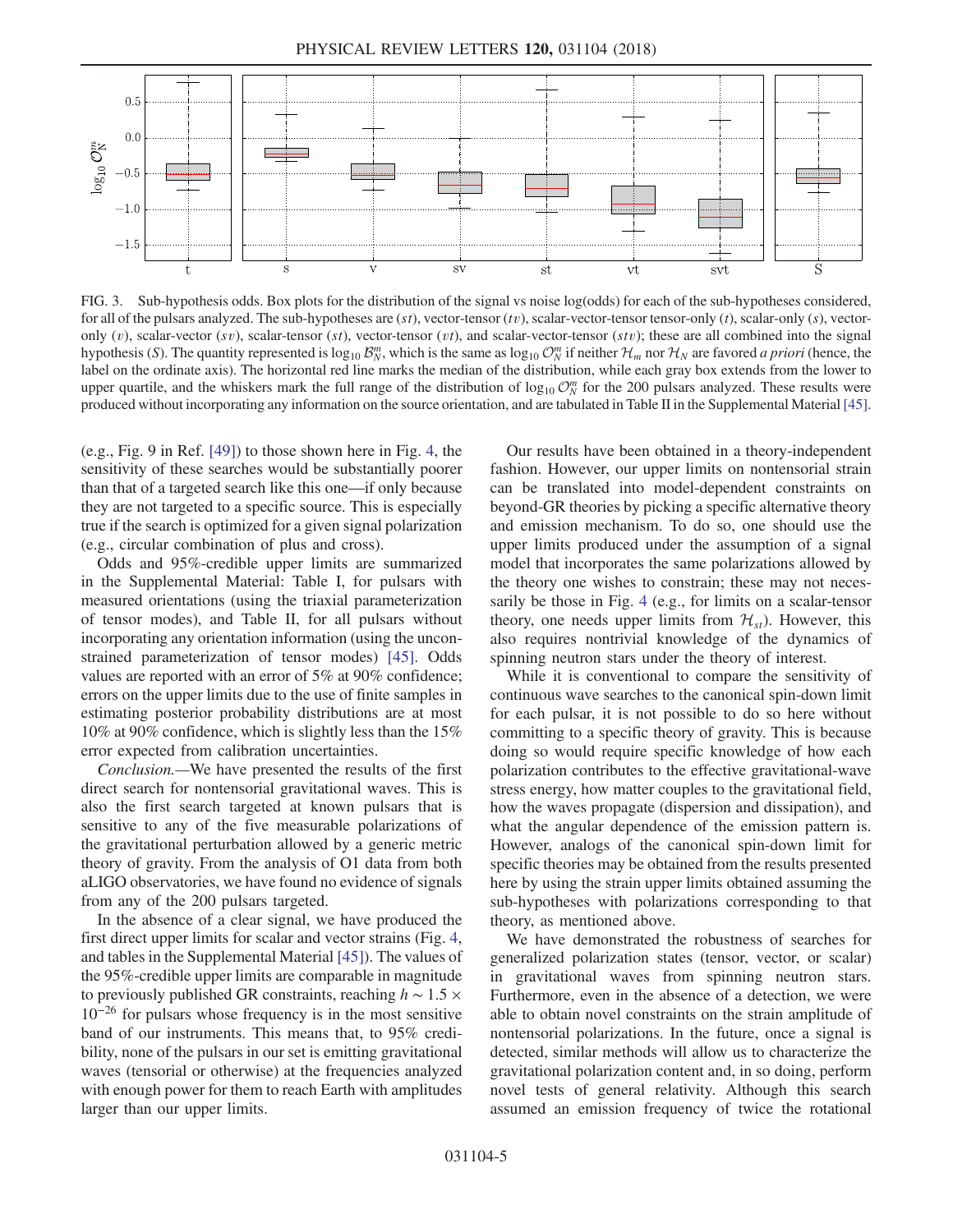t s v sv st vt svt S

$\log_{10} \mathcal{O}_N^m$

0.5
0.0
−0.5
−1.0
−1.5

FIG. 3. Sub-hypothesis odds. Box plots for the distribution of the signal vs noise log(odds) for each of the sub-hypotheses considered, for all of the pulsars analyzed. The sub-hypotheses are ($st$), vector-tensor ($tv$), scalar-vector-tensor tensor-only ($t$), scalar-only ($s$), vector-only ($v$), scalar-vector ($sv$), scalar-tensor ($st$), vector-tensor ($vt$), and scalar-vector-tensor ($stv$); these are all combined into the signal hypothesis ($S$). The quantity represented is $\log_{10} \mathcal{B}_N^m$, which is the same as $\log_{10} \mathcal{O}_N^m$ if neither $\mathcal{H}_m$ nor $\mathcal{H}_N$ are favored *a priori* (hence, the label on the ordinate axis). The horizontal red line marks the median of the distribution, while each gray box extends from the lower to upper quartile, and the whiskers mark the full range of the distribution of $\log_{10} \mathcal{O}_N^m$ for the 200 pulsars analyzed. These results were produced without incorporating any information on the source orientation, and are tabulated in Table II in the Supplemental Material [45].

(e.g., Fig. 9 in Ref. [49]) to those shown here in Fig. 4, the sensitivity of these searches would be substantially poorer than that of a targeted search like this one—if only because they are not targeted to a specific source. This is especially true if the search is optimized for a given signal polarization (e.g., circular combination of plus and cross).

Odds and 95%-credible upper limits are summarized in the Supplemental Material: Table I, for pulsars with measured orientations (using the triaxial parameterization of tensor modes), and Table II, for all pulsars without incorporating any orientation information (using the unconstrained parameterization of tensor modes) [45]. Odds values are reported with an error of 5% at 90% confidence; errors on the upper limits due to the use of finite samples in estimating posterior probability distributions are at most 10% at 90% confidence, which is slightly less than the 15% error expected from calibration uncertainties.

*Conclusion.*—We have presented the results of the first direct search for nontensorial gravitational waves. This is also the first search targeted at known pulsars that is sensitive to any of the five measurable polarizations of the gravitational perturbation allowed by a generic metric theory of gravity. From the analysis of O1 data from both aLIGO observatories, we have found no evidence of signals from any of the 200 pulsars targeted.

In the absence of a clear signal, we have produced the first direct upper limits for scalar and vector strains (Fig. 4, and tables in the Supplemental Material [45]). The values of the 95%-credible upper limits are comparable in magnitude to previously published GR constraints, reaching $h \sim 1.5 \times 10^{-26}$ for pulsars whose frequency is in the most sensitive band of our instruments. This means that, to 95% credibility, none of the pulsars in our set is emitting gravitational waves (tensorial or otherwise) at the frequencies analyzed with enough power for them to reach Earth with amplitudes larger than our upper limits.

Our results have been obtained in a theory-independent fashion. However, our upper limits on nontensorial strain can be translated into model-dependent constraints on beyond-GR theories by picking a specific alternative theory and emission mechanism. To do so, one should use the upper limits produced under the assumption of a signal model that incorporates the same polarizations allowed by the theory one wishes to constrain; these may not necessarily be those in Fig. 4 (e.g., for limits on a scalar-tensor theory, one needs upper limits from $\mathcal{H}_{st}$). However, this also requires nontrivial knowledge of the dynamics of spinning neutron stars under the theory of interest.

While it is conventional to compare the sensitivity of continuous wave searches to the canonical spin-down limit for each pulsar, it is not possible to do so here without committing to a specific theory of gravity. This is because doing so would require specific knowledge of how each polarization contributes to the effective gravitational-wave stress energy, how matter couples to the gravitational field, how the waves propagate (dispersion and dissipation), and what the angular dependence of the emission pattern is. However, analogs of the canonical spin-down limit for specific theories may be obtained from the results presented here by using the strain upper limits obtained assuming the sub-hypotheses with polarizations corresponding to that theory, as mentioned above.

We have demonstrated the robustness of searches for generalized polarization states (tensor, vector, or scalar) in gravitational waves from spinning neutron stars. Furthermore, even in the absence of a detection, we were able to obtain novel constraints on the strain amplitude of nontensorial polarizations. In the future, once a signal is detected, similar methods will allow us to characterize the gravitational polarization content and, in so doing, perform novel tests of general relativity. Although this search assumed an emission frequency of twice the rotational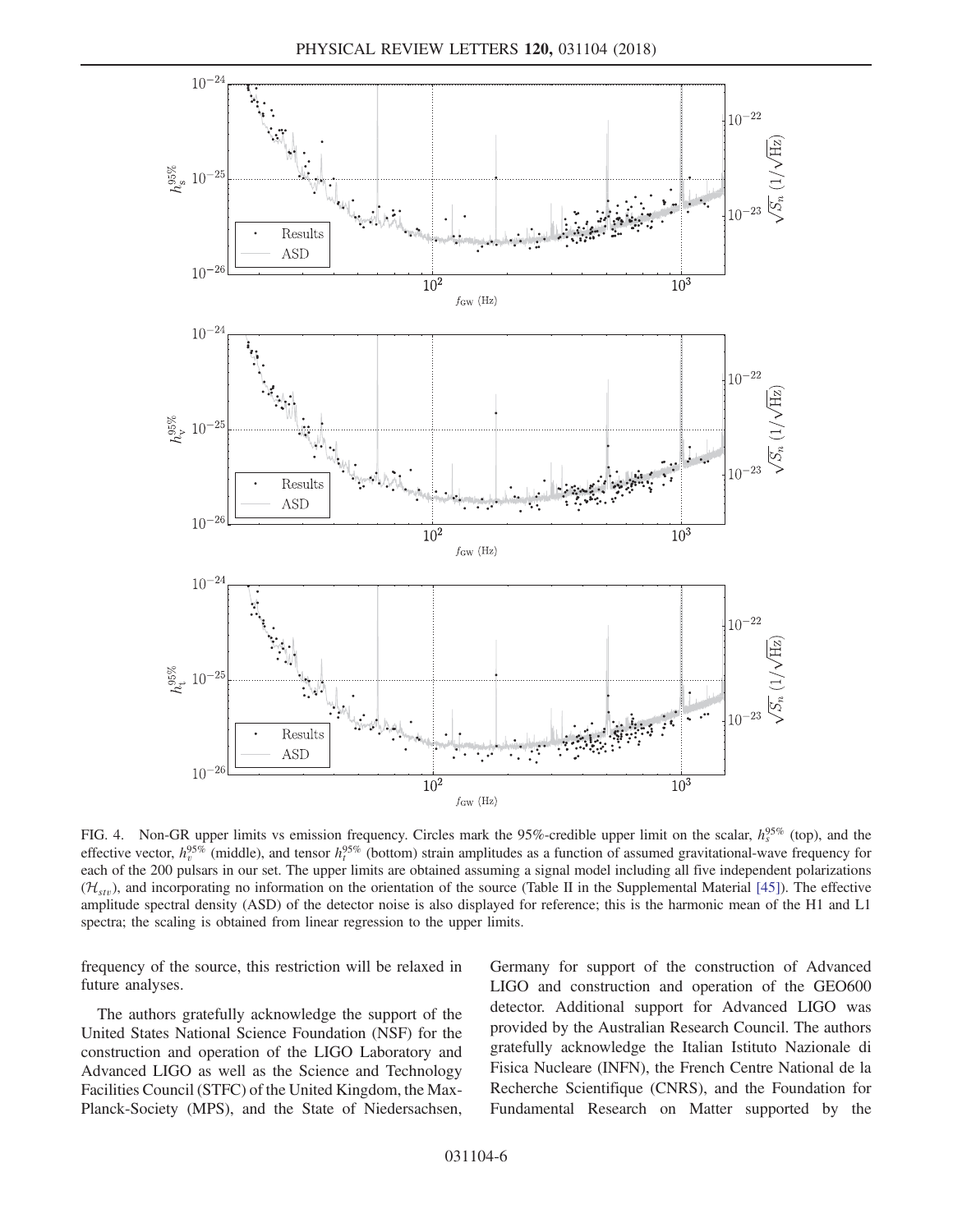$10^{-24}$

$h_s^{95\%}$ $10^{-25}$

$10^{-26}$

Results

ASD

$10^{2}$

$10^{3}$

$f_{\rm GW}$ (Hz)

$10^{-22}$

$10^{-23}$

$\sqrt{S_n}$ $(1/\sqrt{\rm Hz})$

$10^{-24}$

$h_v^{95\%}$ $10^{-25}$

$10^{-26}$

Results

ASD

$10^{2}$

$10^{3}$

$f_{\rm GW}$ (Hz)

$10^{-22}$

$10^{-23}$

$\sqrt{S_n}$ $(1/\sqrt{\rm Hz})$

$10^{-24}$

$h_t^{95\%}$ $10^{-25}$

$10^{-26}$

Results

ASD

$10^{2}$

$10^{3}$

$f_{\rm GW}$ (Hz)

$10^{-22}$

$10^{-23}$

$\sqrt{S_n}$ $(1/\sqrt{\rm Hz})$

FIG. 4. Non-GR upper limits vs emission frequency. Circles mark the 95%-credible upper limit on the scalar, $h_s^{95\%}$ (top), and the effective vector, $h_v^{95\%}$ (middle), and tensor $h_t^{95\%}$ (bottom) strain amplitudes as a function of assumed gravitational-wave frequency for each of the 200 pulsars in our set. The upper limits are obtained assuming a signal model including all five independent polarizations ($\mathcal{H}_{stv}$), and incorporating no information on the orientation of the source (Table II in the Supplemental Material [45]). The effective amplitude spectral density (ASD) of the detector noise is also displayed for reference; this is the harmonic mean of the H1 and L1 spectra; the scaling is obtained from linear regression to the upper limits.

frequency of the source, this restriction will be relaxed in future analyses.

The authors gratefully acknowledge the support of the United States National Science Foundation (NSF) for the construction and operation of the LIGO Laboratory and Advanced LIGO as well as the Science and Technology Facilities Council (STFC) of the United Kingdom, the Max-Planck-Society (MPS), and the State of Niedersachsen, Germany for support of the construction of Advanced LIGO and construction and operation of the GEO600 detector. Additional support for Advanced LIGO was provided by the Australian Research Council. The authors gratefully acknowledge the Italian Istituto Nazionale di Fisica Nucleare (INFN), the French Centre National de la Recherche Scientifique (CNRS), and the Foundation for Fundamental Research on Matter supported by the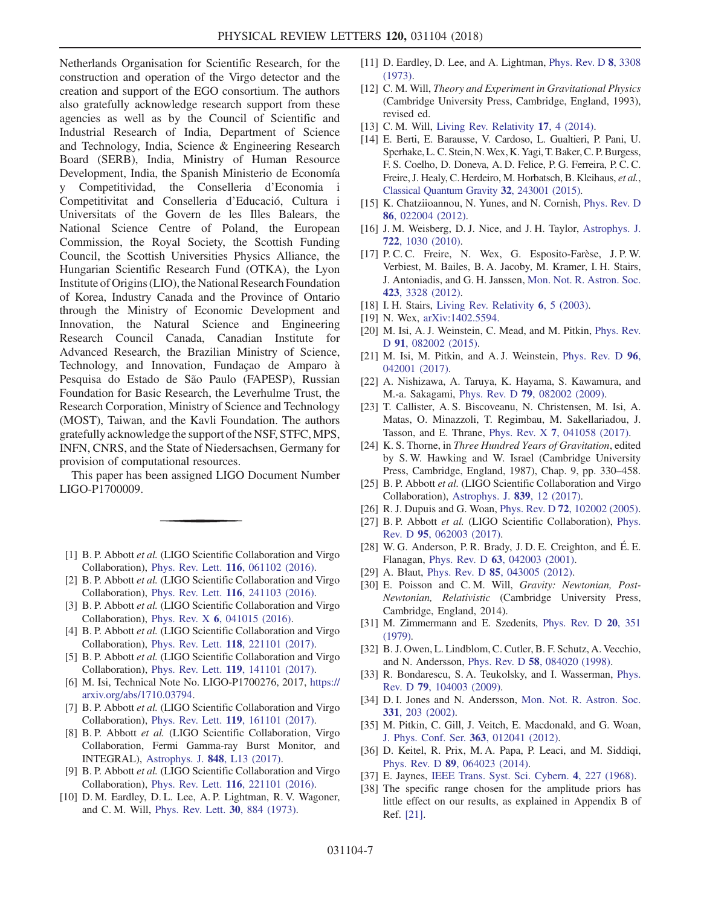Netherlands Organisation for Scientific Research, for the construction and operation of the Virgo detector and the creation and support of the EGO consortium. The authors also gratefully acknowledge research support from these agencies as well as by the Council of Scientific and Industrial Research of India, Department of Science and Technology, India, Science & Engineering Research Board (SERB), India, Ministry of Human Resource Development, India, the Spanish Ministerio de Economía y Competitividad, the Conselleria d'Economia i Competitivitat and Conselleria d'Educació, Cultura i Universitats of the Govern de les Illes Balears, the National Science Centre of Poland, the European Commission, the Royal Society, the Scottish Funding Council, the Scottish Universities Physics Alliance, the Hungarian Scientific Research Fund (OTKA), the Lyon Institute of Origins (LIO), the National Research Foundation of Korea, Industry Canada and the Province of Ontario through the Ministry of Economic Development and Innovation, the Natural Science and Engineering Research Council Canada, Canadian Institute for Advanced Research, the Brazilian Ministry of Science, Technology, and Innovation, Fundaçao de Amparo à Pesquisa do Estado de São Paulo (FAPESP), Russian Foundation for Basic Research, the Leverhulme Trust, the Research Corporation, Ministry of Science and Technology (MOST), Taiwan, and the Kavli Foundation. The authors gratefully acknowledge the support of the NSF, STFC, MPS, INFN, CNRS, and the State of Niedersachsen, Germany for provision of computational resources.

This paper has been assigned LIGO Document Number LIGO-P1700009.

---

[1] B. P. Abbott *et al.* (LIGO Scientific Collaboration and Virgo Collaboration), Phys. Rev. Lett. **116**, 061102 (2016).

[2] B. P. Abbott *et al.* (LIGO Scientific Collaboration and Virgo Collaboration), Phys. Rev. Lett. **116**, 241103 (2016).

[3] B. P. Abbott *et al.* (LIGO Scientific Collaboration and Virgo Collaboration), Phys. Rev. X **6**, 041015 (2016).

[4] B. P. Abbott *et al.* (LIGO Scientific Collaboration and Virgo Collaboration), Phys. Rev. Lett. **118**, 221101 (2017).

[5] B. P. Abbott *et al.* (LIGO Scientific Collaboration and Virgo Collaboration), Phys. Rev. Lett. **119**, 141101 (2017).

[6] M. Isi, Technical Note No. LIGO-P1700276, 2017, https://arxiv.org/abs/1710.03794.

[7] B. P. Abbott *et al.* (LIGO Scientific Collaboration and Virgo Collaboration), Phys. Rev. Lett. **119**, 161101 (2017).

[8] B. P. Abbott *et al.* (LIGO Scientific Collaboration, Virgo Collaboration, Fermi Gamma-ray Burst Monitor, and INTEGRAL), Astrophys. J. **848**, L13 (2017).

[9] B. P. Abbott *et al.* (LIGO Scientific Collaboration and Virgo Collaboration), Phys. Rev. Lett. **116**, 221101 (2016).

[10] D. M. Eardley, D. L. Lee, A. P. Lightman, R. V. Wagoner, and C. M. Will, Phys. Rev. Lett. **30**, 884 (1973).

[11] D. Eardley, D. Lee, and A. Lightman, Phys. Rev. D **8**, 3308 (1973).

[12] C. M. Will, *Theory and Experiment in Gravitational Physics* (Cambridge University Press, Cambridge, England, 1993), revised ed.

[13] C. M. Will, Living Rev. Relativity **17**, 4 (2014).

[14] E. Berti, E. Barausse, V. Cardoso, L. Gualtieri, P. Pani, U. Sperhake, L. C. Stein, N. Wex, K. Yagi, T. Baker, C. P. Burgess, F. S. Coelho, D. Doneva, A. D. Felice, P. G. Ferreira, P. C. C. Freire, J. Healy, C. Herdeiro, M. Horbatsch, B. Kleihaus, *et al.*, Classical Quantum Gravity **32**, 243001 (2015).

[15] K. Chatziioannou, N. Yunes, and N. Cornish, Phys. Rev. D **86**, 022004 (2012).

[16] J. M. Weisberg, D. J. Nice, and J. H. Taylor, Astrophys. J. **722**, 1030 (2010).

[17] P. C. C. Freire, N. Wex, G. Esposito-Farèse, J. P. W. Verbiest, M. Bailes, B. A. Jacoby, M. Kramer, I. H. Stairs, J. Antoniadis, and G. H. Janssen, Mon. Not. R. Astron. Soc. **423**, 3328 (2012).

[18] I. H. Stairs, Living Rev. Relativity **6**, 5 (2003).

[19] N. Wex, arXiv:1402.5594.

[20] M. Isi, A. J. Weinstein, C. Mead, and M. Pitkin, Phys. Rev. D **91**, 082002 (2015).

[21] M. Isi, M. Pitkin, and A. J. Weinstein, Phys. Rev. D **96**, 042001 (2017).

[22] A. Nishizawa, A. Taruya, K. Hayama, S. Kawamura, and M.-a. Sakagami, Phys. Rev. D **79**, 082002 (2009).

[23] T. Callister, A. S. Biscoveanu, N. Christensen, M. Isi, A. Matas, O. Minazzoli, T. Regimbau, M. Sakellariadou, J. Tasson, and E. Thrane, Phys. Rev. X **7**, 041058 (2017).

[24] K. S. Thorne, in *Three Hundred Years of Gravitation*, edited by S. W. Hawking and W. Israel (Cambridge University Press, Cambridge, England, 1987), Chap. 9, pp. 330–458.

[25] B. P. Abbott *et al.* (LIGO Scientific Collaboration and Virgo Collaboration), Astrophys. J. **839**, 12 (2017).

[26] R. J. Dupuis and G. Woan, Phys. Rev. D **72**, 102002 (2005).

[27] B. P. Abbott *et al.* (LIGO Scientific Collaboration), Phys. Rev. D **95**, 062003 (2017).

[28] W. G. Anderson, P. R. Brady, J. D. E. Creighton, and É. E. Flanagan, Phys. Rev. D **63**, 042003 (2001).

[29] A. Błaut, Phys. Rev. D **85**, 043005 (2012).

[30] E. Poisson and C. M. Will, *Gravity: Newtonian, Post-Newtonian, Relativistic* (Cambridge University Press, Cambridge, England, 2014).

[31] M. Zimmermann and E. Szedenits, Phys. Rev. D **20**, 351 (1979).

[32] B. J. Owen, L. Lindblom, C. Cutler, B. F. Schutz, A. Vecchio, and N. Andersson, Phys. Rev. D **58**, 084020 (1998).

[33] R. Bondarescu, S. A. Teukolsky, and I. Wasserman, Phys. Rev. D **79**, 104003 (2009).

[34] D. I. Jones and N. Andersson, Mon. Not. R. Astron. Soc. **331**, 203 (2002).

[35] M. Pitkin, C. Gill, J. Veitch, E. Macdonald, and G. Woan, J. Phys. Conf. Ser. **363**, 012041 (2012).

[36] D. Keitel, R. Prix, M. A. Papa, P. Leaci, and M. Siddiqi, Phys. Rev. D **89**, 064023 (2014).

[37] E. Jaynes, IEEE Trans. Syst. Sci. Cybern. **4**, 227 (1968).

[38] The specific range chosen for the amplitude priors has little effect on our results, as explained in Appendix B of Ref. [21].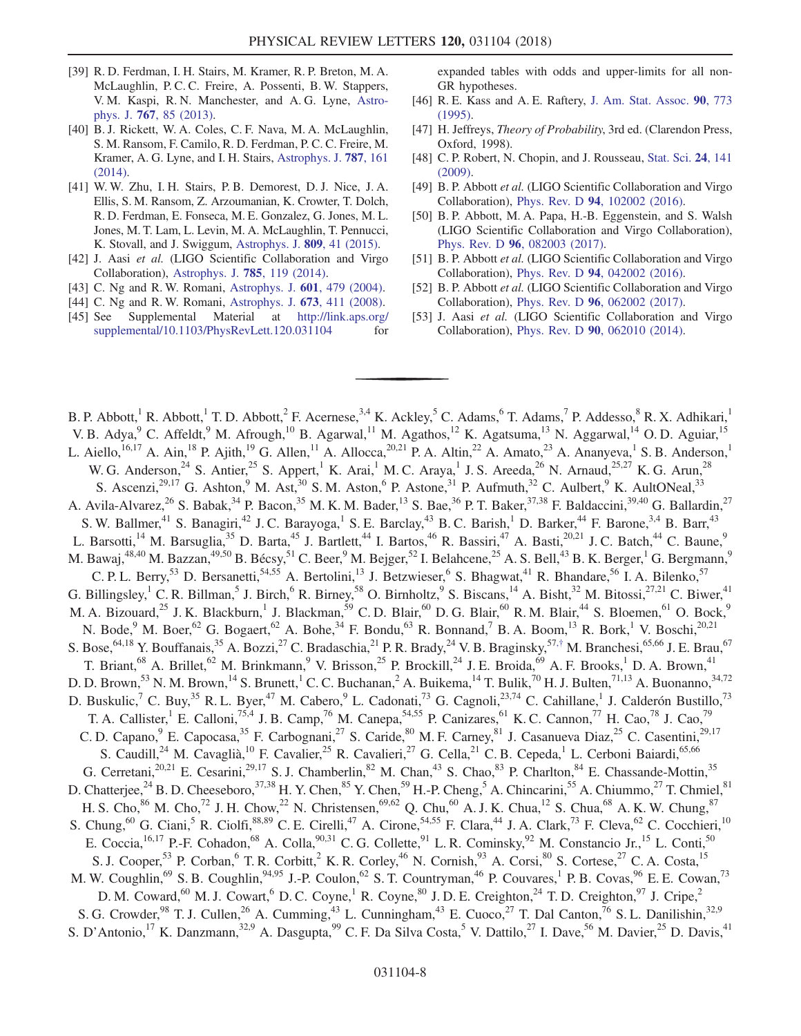[39] R. D. Ferdman, I. H. Stairs, M. Kramer, R. P. Breton, M. A. McLaughlin, P. C. C. Freire, A. Possenti, B. W. Stappers, V. M. Kaspi, R. N. Manchester, and A. G. Lyne, Astrophys. J. **767**, 85 (2013).

[40] B. J. Rickett, W. A. Coles, C. F. Nava, M. A. McLaughlin, S. M. Ransom, F. Camilo, R. D. Ferdman, P. C. C. Freire, M. Kramer, A. G. Lyne, and I. H. Stairs, Astrophys. J. **787**, 161 (2014).

[41] W. W. Zhu, I. H. Stairs, P. B. Demorest, D. J. Nice, J. A. Ellis, S. M. Ransom, Z. Arzoumanian, K. Crowter, T. Dolch, R. D. Ferdman, E. Fonseca, M. E. Gonzalez, G. Jones, M. L. Jones, M. T. Lam, L. Levin, M. A. McLaughlin, T. Pennucci, K. Stovall, and J. Swiggum, Astrophys. J. **809**, 41 (2015).

[42] J. Aasi *et al.* (LIGO Scientific Collaboration and Virgo Collaboration), Astrophys. J. **785**, 119 (2014).

[43] C. Ng and R. W. Romani, Astrophys. J. **601**, 479 (2004).

[44] C. Ng and R. W. Romani, Astrophys. J. **673**, 411 (2008).

[45] See Supplemental Material at http://link.aps.org/supplemental/10.1103/PhysRevLett.120.031104 for expanded tables with odds and upper-limits for all non-GR hypotheses.

[46] R. E. Kass and A. E. Raftery, J. Am. Stat. Assoc. **90**, 773 (1995).

[47] H. Jeffreys, *Theory of Probability*, 3rd ed. (Clarendon Press, Oxford, 1998).

[48] C. P. Robert, N. Chopin, and J. Rousseau, Stat. Sci. **24**, 141 (2009).

[49] B. P. Abbott *et al.* (LIGO Scientific Collaboration and Virgo Collaboration), Phys. Rev. D **94**, 102002 (2016).

[50] B. P. Abbott, M. A. Papa, H.-B. Eggenstein, and S. Walsh (LIGO Scientific Collaboration and Virgo Collaboration), Phys. Rev. D **96**, 082003 (2017).

[51] B. P. Abbott *et al.* (LIGO Scientific Collaboration and Virgo Collaboration), Phys. Rev. D **94**, 042002 (2016).

[52] B. P. Abbott *et al.* (LIGO Scientific Collaboration and Virgo Collaboration), Phys. Rev. D **96**, 062002 (2017).

[53] J. Aasi *et al.* (LIGO Scientific Collaboration and Virgo Collaboration), Phys. Rev. D **90**, 062010 (2014).

---

B. P. Abbott,[1] R. Abbott,[1] T. D. Abbott,[2] F. Acernese,[3,4] K. Ackley,[5] C. Adams,[6] T. Adams,[7] P. Addesso,[8] R. X. Adhikari,[1] V. B. Adya,[9] C. Affeldt,[9] M. Afrough,[10] B. Agarwal,[11] M. Agathos,[12] K. Agatsuma,[13] N. Aggarwal,[14] O. D. Aguiar,[15] L. Aiello,[16,17] A. Ain,[18] P. Ajith,[19] G. Allen,[11] A. Allocca,[20,21] P. A. Altin,[22] A. Amato,[23] A. Ananyeva,[1] S. B. Anderson,[1] W. G. Anderson,[24] S. Antier,[25] S. Appert,[1] K. Arai,[1] M. C. Araya,[1] J. S. Areeda,[26] N. Arnaud,[25,27] K. G. Arun,[28] S. Ascenzi,[29,17] G. Ashton,[9] M. Ast,[30] S. M. Aston,[6] P. Astone,[31] P. Aufmuth,[32] C. Aulbert,[9] K. AultONeal,[33] A. Avila-Alvarez,[26] S. Babak,[34] P. Bacon,[35] M. K. M. Bader,[13] S. Bae,[36] P. T. Baker,[37,38] F. Baldaccini,[39,40] G. Ballardin,[27] S. W. Ballmer,[41] S. Banagiri,[42] J. C. Barayoga,[1] S. E. Barclay,[43] B. C. Barish,[1] D. Barker,[44] F. Barone,[3,4] B. Barr,[43] L. Barsotti,[14] M. Barsuglia,[35] D. Barta,[45] J. Bartlett,[44] I. Bartos,[46] R. Bassiri,[47] A. Basti,[20,21] J. C. Batch,[44] C. Baune,[9] M. Bawaj,[48,40] M. Bazzan,[49,50] B. Bécsy,[51] C. Beer,[9] M. Bejger,[52] I. Belahcene,[25] A. S. Bell,[43] B. K. Berger,[1] G. Bergmann,[9] C. P. L. Berry,[53] D. Bersanetti,[54,55] A. Bertolini,[13] J. Betzwieser,[6] S. Bhagwat,[41] R. Bhandare,[56] I. A. Bilenko,[57] G. Billingsley,[1] C. R. Billman,[5] J. Birch,[6] R. Birney,[58] O. Birnholtz,[9] S. Biscans,[14] A. Bisht,[32] M. Bitossi,[27,21] C. Biwer,[41] M. A. Bizouard,[25] J. K. Blackburn,[1] J. Blackman,[59] C. D. Blair,[60] D. G. Blair,[60] R. M. Blair,[44] S. Bloemen,[61] O. Bock,[9] N. Bode,[9] M. Boer,[62] G. Bogaert,[62] A. Bohe,[34] F. Bondu,[63] R. Bonnand,[7] B. A. Boom,[13] R. Bork,[1] V. Boschi,[20,21] S. Bose,[64,18] Y. Bouffanais,[35] A. Bozzi,[27] C. Bradaschia,[21] P. R. Brady,[24] V. B. Braginsky,[57,†] M. Branchesi,[65,66] J. E. Brau,[67] T. Briant,[68] A. Brillet,[62] M. Brinkmann,[9] V. Brisson,[25] P. Brockill,[24] J. E. Broida,[69] A. F. Brooks,[1] D. A. Brown,[41] D. D. Brown,[53] N. M. Brown,[14] S. Brunett,[1] C. C. Buchanan,[2] A. Buikema,[14] T. Bulik,[70] H. J. Bulten,[71,13] A. Buonanno,[34,72] D. Buskulic,[7] C. Buy,[35] R. L. Byer,[47] M. Cabero,[9] L. Cadonati,[73] G. Cagnoli,[23,74] C. Cahillane,[1] J. Calderón Bustillo,[73] T. A. Callister,[1] E. Calloni,[75,4] J. B. Camp,[76] M. Canepa,[54,55] P. Canizares,[61] K. C. Cannon,[77] H. Cao,[78] J. Cao,[79] C. D. Capano,[9] E. Capocasa,[35] F. Carbognani,[27] S. Caride,[80] M. F. Carney,[81] J. Casanueva Diaz,[25] C. Casentini,[29,17] S. Caudill,[24] M. Cavaglià,[10] F. Cavalier,[25] R. Cavalieri,[27] G. Cella,[21] C. B. Cepeda,[1] L. Cerboni Baiardi,[65,66] G. Cerretani,[20,21] E. Cesarini,[29,17] S. J. Chamberlin,[82] M. Chan,[43] S. Chao,[83] P. Charlton,[84] E. Chassande-Mottin,[35] D. Chatterjee,[24] B. D. Cheeseboro,[37,38] H. Y. Chen,[85] Y. Chen,[59] H.-P. Cheng,[5] A. Chincarini,[55] A. Chiummo,[27] T. Chmiel,[81] H. S. Cho,[86] M. Cho,[72] J. H. Chow,[22] N. Christensen,[69,62] Q. Chu,[60] A. J. K. Chua,[12] S. Chua,[68] A. K. W. Chung,[87] S. Chung,[60] G. Ciani,[5] R. Ciolfi,[88,89] C. E. Cirelli,[47] A. Cirone,[54,55] F. Clara,[44] J. A. Clark,[73] F. Cleva,[62] C. Cocchieri,[10] E. Coccia,[16,17] P.-F. Cohadon,[68] A. Colla,[90,31] C. G. Collette,[91] L. R. Cominsky,[92] M. Constancio Jr.,[15] L. Conti,[50] S. J. Cooper,[53] P. Corban,[6] T. R. Corbitt,[2] K. R. Corley,[46] N. Cornish,[93] A. Corsi,[80] S. Cortese,[27] C. A. Costa,[15] M. W. Coughlin,[69] S. B. Coughlin,[94,95] J.-P. Coulon,[62] S. T. Countryman,[46] P. Couvares,[1] P. B. Covas,[96] E. E. Cowan,[73] D. M. Coward,[60] M. J. Cowart,[6] D. C. Coyne,[1] R. Coyne,[80] J. D. E. Creighton,[24] T. D. Creighton,[97] J. Cripe,[2] S. G. Crowder,[98] T. J. Cullen,[26] A. Cumming,[43] L. Cunningham,[43] E. Cuoco,[27] T. Dal Canton,[76] S. L. Danilishin,[32,9] S. D'Antonio,[17] K. Danzmann,[32,9] A. Dasgupta,[99] C. F. Da Silva Costa,[5] V. Dattilo,[27] I. Dave,[56] M. Davier,[25] D. Davis,[41]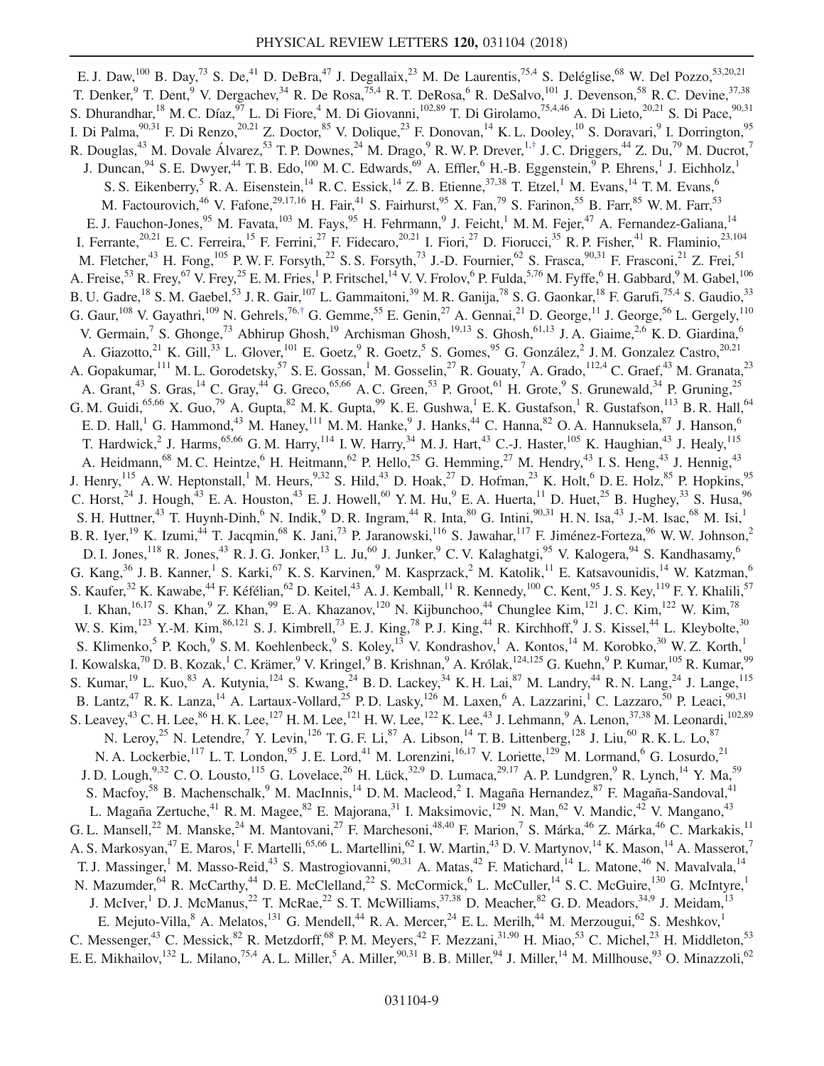E. J. Daw,[100] B. Day,[73] S. De,[41] D. DeBra,[47] J. Degallaix,[23] M. De Laurentis,[75,4] S. Deléglise,[68] W. Del Pozzo,[53,20,21] T. Denker,[9] T. Dent,[9] V. Dergachev,[34] R. De Rosa,[75,4] R. T. DeRosa,[6] R. DeSalvo,[101] J. Devenson,[58] R. C. Devine,[37,38] S. Dhurandhar,[18] M. C. Díaz,[97] L. Di Fiore,[4] M. Di Giovanni,[102,89] T. Di Girolamo,[75,4,46] A. Di Lieto,[20,21] S. Di Pace,[90,31] I. Di Palma,[90,31] F. Di Renzo,[20,21] Z. Doctor,[85] V. Dolique,[23] F. Donovan,[14] K. L. Dooley,[10] S. Doravari,[9] I. Dorrington,[95] R. Douglas,[43] M. Dovale Álvarez,[53] T. P. Downes,[24] M. Drago,[9] R. W. P. Drever,[1,†] J. C. Driggers,[44] Z. Du,[79] M. Ducrot,[7] J. Duncan,[94] S. E. Dwyer,[44] T. B. Edo,[100] M. C. Edwards,[69] A. Effler,[6] H.-B. Eggenstein,[9] P. Ehrens,[1] J. Eichholz,[1] S. S. Eikenberry,[5] R. A. Eisenstein,[14] R. C. Essick,[14] Z. B. Etienne,[37,38] T. Etzel,[1] M. Evans,[14] T. M. Evans,[6] M. Factourovich,[46] V. Fafone,[29,17,16] H. Fair,[41] S. Fairhurst,[95] X. Fan,[79] S. Farinon,[55] B. Farr,[85] W. M. Farr,[53] E. J. Fauchon-Jones,[95] M. Favata,[103] M. Fays,[95] H. Fehrmann,[9] J. Feicht,[1] M. M. Fejer,[47] A. Fernandez-Galiana,[14] I. Ferrante,[20,21] E. C. Ferreira,[15] F. Ferrini,[27] F. Fidecaro,[20,21] I. Fiori,[27] D. Fiorucci,[35] R. P. Fisher,[41] R. Flaminio,[23,104] M. Fletcher,[43] H. Fong,[105] P. W. F. Forsyth,[22] S. S. Forsyth,[73] J.-D. Fournier,[62] S. Frasca,[90,31] F. Frasconi,[21] Z. Frei,[51] A. Freise,[53] R. Frey,[67] V. Frey,[25] E. M. Fries,[1] P. Fritschel,[14] V. V. Frolov,[6] P. Fulda,[5,76] M. Fyffe,[6] H. Gabbard,[9] M. Gabel,[106] B. U. Gadre,[18] S. M. Gaebel,[53] J. R. Gair,[107] L. Gammaitoni,[39] M. R. Ganija,[78] S. G. Gaonkar,[18] F. Garufi,[75,4] S. Gaudio,[33] G. Gaur,[108] V. Gayathri,[109] N. Gehrels,[76,†] G. Gemme,[55] E. Genin,[27] A. Gennai,[21] D. George,[11] J. George,[56] L. Gergely,[110] V. Germain,[7] S. Ghonge,[73] Abhirup Ghosh,[19] Archisman Ghosh,[19,13] S. Ghosh,[61,13] J. A. Giaime,[2,6] K. D. Giardina,[6] A. Giazotto,[21] K. Gill,[33] L. Glover,[101] E. Goetz,[9] R. Goetz,[5] S. Gomes,[95] G. González,[2] J. M. Gonzalez Castro,[20,21] A. Gopakumar,[111] M. L. Gorodetsky,[57] S. E. Gossan,[1] M. Gosselin,[27] R. Gouaty,[7] A. Grado,[112,4] C. Graef,[43] M. Granata,[23] A. Grant,[43] S. Gras,[14] C. Gray,[44] G. Greco,[65,66] A. C. Green,[53] P. Groot,[61] H. Grote,[9] S. Grunewald,[34] P. Gruning,[25] G. M. Guidi,[65,66] X. Guo,[79] A. Gupta,[82] M. K. Gupta,[99] K. E. Gushwa,[1] E. K. Gustafson,[1] R. Gustafson,[113] B. R. Hall,[64] E. D. Hall,[1] G. Hammond,[43] M. Haney,[111] M. M. Hanke,[9] J. Hanks,[44] C. Hanna,[82] O. A. Hannuksela,[87] J. Hanson,[6] T. Hardwick,[2] J. Harms,[65,66] G. M. Harry,[114] I. W. Harry,[34] M. J. Hart,[43] C.-J. Haster,[105] K. Haughian,[43] J. Healy,[115] A. Heidmann,[68] M. C. Heintze,[6] H. Heitmann,[62] P. Hello,[25] G. Hemming,[27] M. Hendry,[43] I. S. Heng,[43] J. Hennig,[43] J. Henry,[115] A. W. Heptonstall,[1] M. Heurs,[9,32] S. Hild,[43] D. Hoak,[27] D. Hofman,[23] K. Holt,[6] D. E. Holz,[85] P. Hopkins,[95] C. Horst,[24] J. Hough,[43] E. A. Houston,[43] E. J. Howell,[60] Y. M. Hu,[9] E. A. Huerta,[11] D. Huet,[25] B. Hughey,[33] S. Husa,[96] S. H. Huttner,[43] T. Huynh-Dinh,[6] N. Indik,[9] D. R. Ingram,[44] R. Inta,[80] G. Intini,[90,31] H. N. Isa,[43] J.-M. Isac,[68] M. Isi,[1] B. R. Iyer,[19] K. Izumi,[44] T. Jacqmin,[68] K. Jani,[73] P. Jaranowski,[116] S. Jawahar,[117] F. Jiménez-Forteza,[96] W. W. Johnson,[2] D. I. Jones,[118] R. Jones,[43] R. J. G. Jonker,[13] L. Ju,[60] J. Junker,[9] C. V. Kalaghatgi,[95] V. Kalogera,[94] S. Kandhasamy,[6] G. Kang,[36] J. B. Kanner,[1] S. Karki,[67] K. S. Karvinen,[9] M. Kasprzack,[2] M. Katolik,[11] E. Katsavounidis,[14] W. Katzman,[6] S. Kaufer,[32] K. Kawabe,[44] F. Kéfélian,[62] D. Keitel,[43] A. J. Kemball,[11] R. Kennedy,[100] C. Kent,[95] J. S. Key,[119] F. Y. Khalili,[57] I. Khan,[16,17] S. Khan,[9] Z. Khan,[99] E. A. Khazanov,[120] N. Kijbunchoo,[44] Chunglee Kim,[121] J. C. Kim,[122] W. Kim,[78] W. S. Kim,[123] Y.-M. Kim,[86,121] S. J. Kimbrell,[73] E. J. King,[78] P. J. King,[44] R. Kirchhoff,[9] J. S. Kissel,[44] L. Kleybolte,[30] S. Klimenko,[5] P. Koch,[9] S. M. Koehlenbeck,[9] S. Koley,[13] V. Kondrashov,[1] A. Kontos,[14] M. Korobko,[30] W. Z. Korth,[1] I. Kowalska,[70] D. B. Kozak,[1] C. Krämer,[9] V. Kringel,[9] B. Krishnan,[9] A. Królak,[124,125] G. Kuehn,[9] P. Kumar,[105] R. Kumar,[99] S. Kumar,[19] L. Kuo,[83] A. Kutynia,[124] S. Kwang,[24] B. D. Lackey,[34] K. H. Lai,[87] M. Landry,[44] R. N. Lang,[24] J. Lange,[115] B. Lantz,[47] R. K. Lanza,[14] A. Lartaux-Vollard,[25] P. D. Lasky,[126] M. Laxen,[6] A. Lazzarini,[1] C. Lazzaro,[50] P. Leaci,[90,31] S. Leavey,[43] C. H. Lee,[86] H. K. Lee,[127] H. M. Lee,[121] H. W. Lee,[122] K. Lee,[43] J. Lehmann,[9] A. Lenon,[37,38] M. Leonardi,[102,89] N. Leroy,[25] N. Letendre,[7] Y. Levin,[126] T. G. F. Li,[87] A. Libson,[14] T. B. Littenberg,[128] J. Liu,[60] R. K. L. Lo,[87] N. A. Lockerbie,[117] L. T. London,[95] J. E. Lord,[41] M. Lorenzini,[16,17] V. Loriette,[129] M. Lormand,[6] G. Losurdo,[21] J. D. Lough,[9,32] C. O. Lousto,[115] G. Lovelace,[26] H. Lück,[32,9] D. Lumaca,[29,17] A. P. Lundgren,[9] R. Lynch,[14] Y. Ma,[59] S. Macfoy,[58] B. Machenschalk,[9] M. MacInnis,[14] D. M. Macleod,[2] I. Magaña Hernandez,[87] F. Magaña-Sandoval,[41] L. Magaña Zertuche,[41] R. M. Magee,[82] E. Majorana,[31] I. Maksimovic,[129] N. Man,[62] V. Mandic,[42] V. Mangano,[43] G. L. Mansell,[22] M. Manske,[24] M. Mantovani,[27] F. Marchesoni,[48,40] F. Marion,[7] S. Márka,[46] Z. Márka,[46] C. Markakis,[11] A. S. Markosyan,[47] E. Maros,[1] F. Martelli,[65,66] L. Martellini,[62] I. W. Martin,[43] D. V. Martynov,[14] K. Mason,[14] A. Masserot,[7] T. J. Massinger,[1] M. Masso-Reid,[43] S. Mastrogiovanni,[90,31] A. Matas,[42] F. Matichard,[14] L. Matone,[46] N. Mavalvala,[14] N. Mazumder,[64] R. McCarthy,[44] D. E. McClelland,[22] S. McCormick,[6] L. McCuller,[14] S. C. McGuire,[130] G. McIntyre,[1] J. McIver,[1] D. J. McManus,[22] T. McRae,[22] S. T. McWilliams,[37,38] D. Meacher,[82] G. D. Meadors,[34,9] J. Meidam,[13] E. Mejuto-Villa,[8] A. Melatos,[131] G. Mendell,[44] R. A. Mercer,[24] E. L. Merilh,[44] M. Merzougui,[62] S. Meshkov,[1] C. Messenger,[43] C. Messick,[82] R. Metzdorff,[68] P. M. Meyers,[42] F. Mezzani,[31,90] H. Miao,[53] C. Michel,[23] H. Middleton,[53] E. E. Mikhailov,[132] L. Milano,[75,4] A. L. Miller,[5] A. Miller,[90,31] B. B. Miller,[94] J. Miller,[14] M. Millhouse,[93] O. Minazzoli,[62]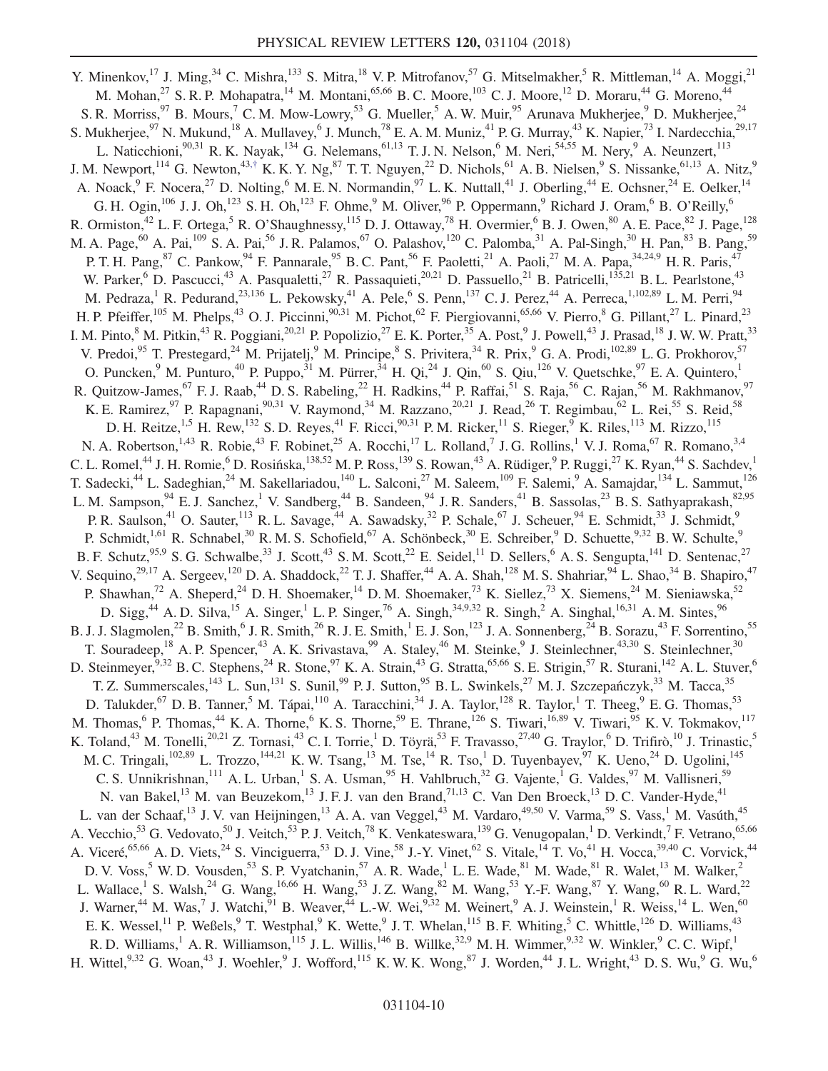Y. Minenkov,[17] J. Ming,[34] C. Mishra,[133] S. Mitra,[18] V. P. Mitrofanov,[57] G. Mitselmakher,[5] R. Mittleman,[14] A. Moggi,[21] M. Mohan,[27] S. R. P. Mohapatra,[14] M. Montani,[65,66] B. C. Moore,[103] C. J. Moore,[12] D. Moraru,[44] G. Moreno,[44] S. R. Morriss,[97] B. Mours,[7] C. M. Mow-Lowry,[53] G. Mueller,[5] A. W. Muir,[95] Arunava Mukherjee,[9] D. Mukherjee,[24] S. Mukherjee,[97] N. Mukund,[18] A. Mullavey,[6] J. Munch,[78] E. A. M. Muniz,[41] P. G. Murray,[43] K. Napier,[73] I. Nardecchia,[29,17] L. Naticchioni,[90,31] R. K. Nayak,[134] G. Nelemans,[61,13] T. J. N. Nelson,[6] M. Neri,[54,55] M. Nery,[9] A. Neunzert,[113] J. M. Newport,[114] G. Newton,[43,†] K. K. Y. Ng,[87] T. T. Nguyen,[22] D. Nichols,[61] A. B. Nielsen,[9] S. Nissanke,[61,13] A. Nitz,[9] A. Noack,[9] F. Nocera,[27] D. Nolting,[6] M. E. N. Normandin,[97] L. K. Nuttall,[41] J. Oberling,[44] E. Ochsner,[24] E. Oelker,[14] G. H. Ogin,[106] J. J. Oh,[123] S. H. Oh,[123] F. Ohme,[9] M. Oliver,[96] P. Oppermann,[9] Richard J. Oram,[6] B. O'Reilly,[6] R. Ormiston,[42] L. F. Ortega,[5] R. O'Shaughnessy,[115] D. J. Ottaway,[78] H. Overmier,[6] B. J. Owen,[80] A. E. Pace,[82] J. Page,[128] M. A. Page,[60] A. Pai,[109] S. A. Pai,[56] J. R. Palamos,[67] O. Palashov,[120] C. Palomba,[31] A. Pal-Singh,[30] H. Pan,[83] B. Pang,[59] P. T. H. Pang,[87] C. Pankow,[94] F. Pannarale,[95] B. C. Pant,[56] F. Paoletti,[21] A. Paoli,[27] M. A. Papa,[34,24,9] H. R. Paris,[47] W. Parker,[6] D. Pascucci,[43] A. Pasqualetti,[27] R. Passaquieti,[20,21] D. Passuello,[21] B. Patricelli,[135,21] B. L. Pearlstone,[43] M. Pedraza,[1] R. Pedurand,[23,136] L. Pekowsky,[41] A. Pele,[6] S. Penn,[137] C. J. Perez,[44] A. Perreca,[1,102,89] L. M. Perri,[94] H. P. Pfeiffer,[105] M. Phelps,[43] O. J. Piccinni,[90,31] M. Pichot,[62] F. Piergiovanni,[65,66] V. Pierro,[8] G. Pillant,[27] L. Pinard,[23] I. M. Pinto,[8] M. Pitkin,[43] R. Poggiani,[20,21] P. Popolizio,[27] E. K. Porter,[35] A. Post,[9] J. Powell,[43] J. Prasad,[18] J. W. W. Pratt,[33] V. Predoi,[95] T. Prestegard,[24] M. Prijatelj,[9] M. Principe,[8] S. Privitera,[34] R. Prix,[9] G. A. Prodi,[102,89] L. G. Prokhorov,[57] O. Puncken,[9] M. Punturo,[40] P. Puppo,[31] M. Pürrer,[34] H. Qi,[24] J. Qin,[60] S. Qiu,[126] V. Quetschke,[97] E. A. Quintero,[1] R. Quitzow-James,[67] F. J. Raab,[44] D. S. Rabeling,[22] H. Radkins,[44] P. Raffai,[51] S. Raja,[56] C. Rajan,[56] M. Rakhmanov,[97] K. E. Ramirez,[97] P. Rapagnani,[90,31] V. Raymond,[34] M. Razzano,[20,21] J. Read,[26] T. Regimbau,[62] L. Rei,[55] S. Reid,[58] D. H. Reitze,[1,5] H. Rew,[132] S. D. Reyes,[41] F. Ricci,[90,31] P. M. Ricker,[11] S. Rieger,[9] K. Riles,[113] M. Rizzo,[115] N. A. Robertson,[1,43] R. Robie,[43] F. Robinet,[25] A. Rocchi,[17] L. Rolland,[7] J. G. Rollins,[1] V. J. Roma,[67] R. Romano,[3,4] C. L. Romel,[44] J. H. Romie,[6] D. Rosińska,[138,52] M. P. Ross,[139] S. Rowan,[43] A. Rüdiger,[9] P. Ruggi,[27] K. Ryan,[44] S. Sachdev,[1] T. Sadecki,[44] L. Sadeghian,[24] M. Sakellariadou,[140] L. Salconi,[27] M. Saleem,[109] F. Salemi,[9] A. Samajdar,[134] L. Sammut,[126] L. M. Sampson,[94] E. J. Sanchez,[1] V. Sandberg,[44] B. Sandeen,[94] J. R. Sanders,[41] B. Sassolas,[23] B. S. Sathyaprakash,[82,95] P. R. Saulson,[41] O. Sauter,[113] R. L. Savage,[44] A. Sawadsky,[32] P. Schale,[67] J. Scheuer,[94] E. Schmidt,[33] J. Schmidt,[9] P. Schmidt,[1,61] R. Schnabel,[30] R. M. S. Schofield,[67] A. Schönbeck,[30] E. Schreiber,[9] D. Schuette,[9,32] B. W. Schulte,[9] B. F. Schutz,[95,9] S. G. Schwalbe,[33] J. Scott,[43] S. M. Scott,[22] E. Seidel,[11] D. Sellers,[6] A. S. Sengupta,[141] D. Sentenac,[27] V. Sequino,[29,17] A. Sergeev,[120] D. A. Shaddock,[22] T. J. Shaffer,[44] A. A. Shah,[128] M. S. Shahriar,[94] L. Shao,[34] B. Shapiro,[47] P. Shawhan,[72] A. Sheperd,[24] D. H. Shoemaker,[14] D. M. Shoemaker,[73] K. Siellez,[73] X. Siemens,[24] M. Sieniawska,[52] D. Sigg,[44] A. D. Silva,[15] A. Singer,[1] L. P. Singer,[76] A. Singh,[34,9,32] R. Singh,[2] A. Singhal,[16,31] A. M. Sintes,[96] B. J. J. Slagmolen,[22] B. Smith,[6] J. R. Smith,[26] R. J. E. Smith,[1] E. J. Son,[123] J. A. Sonnenberg,[24] B. Sorazu,[43] F. Sorrentino,[55] T. Souradeep,[18] A. P. Spencer,[43] A. K. Srivastava,[99] A. Staley,[46] M. Steinke,[9] J. Steinlechner,[43,30] S. Steinlechner,[30] D. Steinmeyer,[9,32] B. C. Stephens,[24] R. Stone,[97] K. A. Strain,[43] G. Stratta,[65,66] S. E. Strigin,[57] R. Sturani,[142] A. L. Stuver,[6] T. Z. Summerscales,[143] L. Sun,[131] S. Sunil,[99] P. J. Sutton,[95] B. L. Swinkels,[27] M. J. Szczepańczyk,[33] M. Tacca,[35] D. Talukder,[67] D. B. Tanner,[5] M. Tápai,[110] A. Taracchini,[34] J. A. Taylor,[128] R. Taylor,[1] T. Theeg,[9] E. G. Thomas,[53] M. Thomas,[6] P. Thomas,[44] K. A. Thorne,[6] K. S. Thorne,[59] E. Thrane,[126] S. Tiwari,[16,89] V. Tiwari,[95] K. V. Tokmakov,[117] K. Toland,[43] M. Tonelli,[20,21] Z. Tornasi,[43] C. I. Torrie,[1] D. Töyrä,[53] F. Travasso,[27,40] G. Traylor,[6] D. Trifirò,[10] J. Trinastic,[5] M. C. Tringali,[102,89] L. Trozzo,[144,21] K. W. Tsang,[13] M. Tse,[14] R. Tso,[1] D. Tuyenbayev,[97] K. Ueno,[24] D. Ugolini,[145] C. S. Unnikrishnan,[111] A. L. Urban,[1] S. A. Usman,[95] H. Vahlbruch,[32] G. Vajente,[1] G. Valdes,[97] M. Vallisneri,[59] N. van Bakel,[13] M. van Beuzekom,[13] J. F. J. van den Brand,[71,13] C. Van Den Broeck,[13] D. C. Vander-Hyde,[41] L. van der Schaaf,[13] J. V. van Heijningen,[13] A. A. van Veggel,[43] M. Vardaro,[49,50] V. Varma,[59] S. Vass,[1] M. Vasúth,[45] A. Vecchio,[53] G. Vedovato,[50] J. Veitch,[53] P. J. Veitch,[78] K. Venkateswara,[139] G. Venugopalan,[1] D. Verkindt,[7] F. Vetrano,[65,66] A. Viceré,[65,66] A. D. Viets,[24] S. Vinciguerra,[53] D. J. Vine,[58] J.-Y. Vinet,[62] S. Vitale,[14] T. Vo,[41] H. Vocca,[39,40] C. Vorvick,[44] D. V. Voss,[5] W. D. Vousden,[53] S. P. Vyatchanin,[57] A. R. Wade,[1] L. E. Wade,[81] M. Wade,[81] R. Walet,[13] M. Walker,[2] L. Wallace,[1] S. Walsh,[24] G. Wang,[16,66] H. Wang,[53] J. Z. Wang,[82] M. Wang,[53] Y.-F. Wang,[87] Y. Wang,[60] R. L. Ward,[22] J. Warner,[44] M. Was,[7] J. Watchi,[91] B. Weaver,[44] L.-W. Wei,[9,32] M. Weinert,[9] A. J. Weinstein,[1] R. Weiss,[14] L. Wen,[60] E. K. Wessel,[11] P. Weßels,[9] T. Westphal,[9] K. Wette,[9] J. T. Whelan,[115] B. F. Whiting,[5] C. Whittle,[126] D. Williams,[43] R. D. Williams,[1] A. R. Williamson,[115] J. L. Willis,[146] B. Willke,[32,9] M. H. Wimmer,[9,32] W. Winkler,[9] C. C. Wipf,[1] H. Wittel,[9,32] G. Woan,[43] J. Woehler,[9] J. Wofford,[115] K. W. K. Wong,[87] J. Worden,[44] J. L. Wright,[43] D. S. Wu,[9] G. Wu,[6]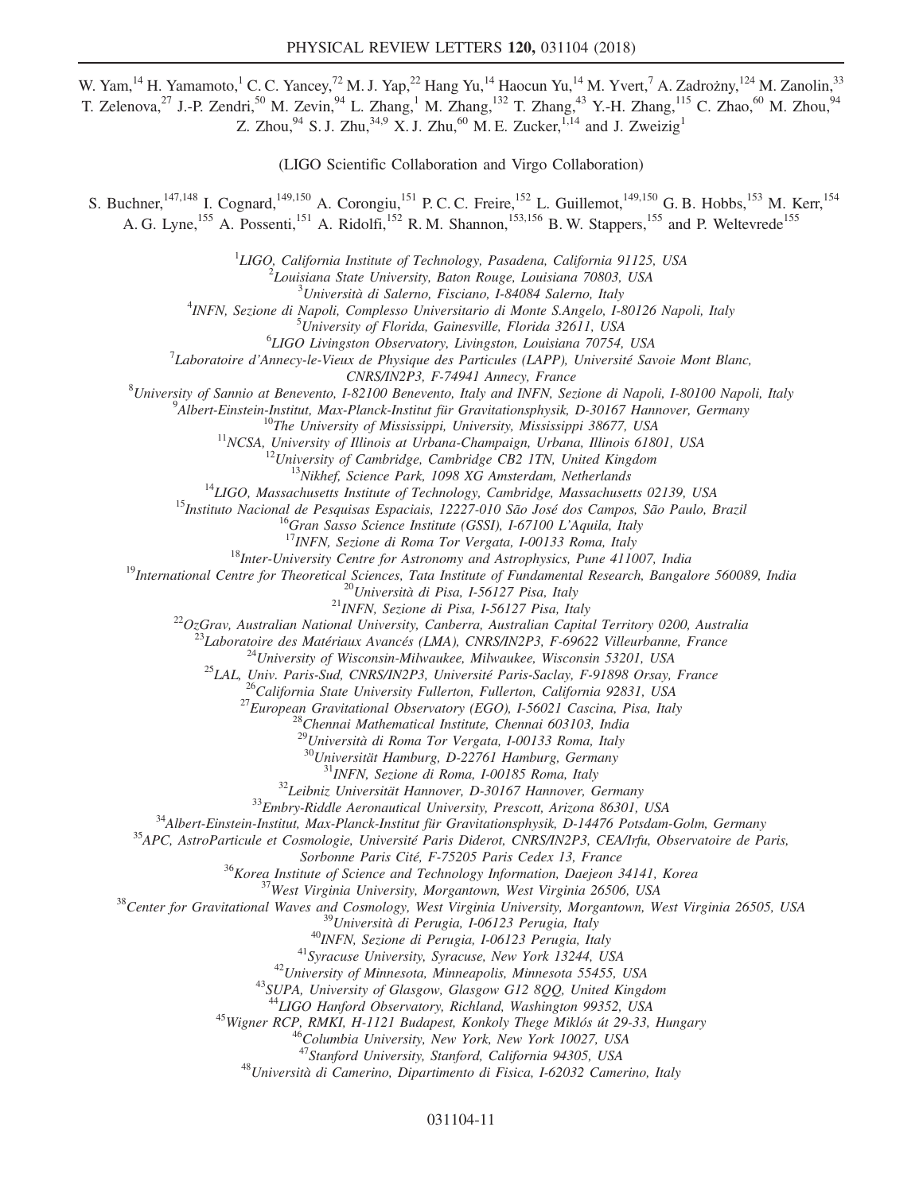W. Yam,[14] H. Yamamoto,[1] C. C. Yancey,[72] M. J. Yap,[22] Hang Yu,[14] Haocun Yu,[14] M. Yvert,[7] A. Zadrożny,[124] M. Zanolin,[33] T. Zelenova,[27] J.-P. Zendri,[50] M. Zevin,[94] L. Zhang,[1] M. Zhang,[132] T. Zhang,[43] Y.-H. Zhang,[115] C. Zhao,[60] M. Zhou,[94] Z. Zhou,[94] S. J. Zhu,[34,9] X. J. Zhu,[60] M. E. Zucker,[1,14] and J. Zweizig[1]

(LIGO Scientific Collaboration and Virgo Collaboration)

S. Buchner,[147,148] I. Cognard,[149,150] A. Corongiu,[151] P. C. C. Freire,[152] L. Guillemot,[149,150] G. B. Hobbs,[153] M. Kerr,[154] A. G. Lyne,[155] A. Possenti,[151] A. Ridolfi,[152] R. M. Shannon,[153,156] B. W. Stappers,[155] and P. Weltevrede[155]

[1]*LIGO, California Institute of Technology, Pasadena, California 91125, USA*
[2]*Louisiana State University, Baton Rouge, Louisiana 70803, USA*
[3]*Università di Salerno, Fisciano, I-84084 Salerno, Italy*
[4]*INFN, Sezione di Napoli, Complesso Universitario di Monte S.Angelo, I-80126 Napoli, Italy*
[5]*University of Florida, Gainesville, Florida 32611, USA*
[6]*LIGO Livingston Observatory, Livingston, Louisiana 70754, USA*
[7]*Laboratoire d'Annecy-le-Vieux de Physique des Particules (LAPP), Université Savoie Mont Blanc, CNRS/IN2P3, F-74941 Annecy, France*
[8]*University of Sannio at Benevento, I-82100 Benevento, Italy and INFN, Sezione di Napoli, I-80100 Napoli, Italy*
[9]*Albert-Einstein-Institut, Max-Planck-Institut für Gravitationsphysik, D-30167 Hannover, Germany*
[10]*The University of Mississippi, University, Mississippi 38677, USA*
[11]*NCSA, University of Illinois at Urbana-Champaign, Urbana, Illinois 61801, USA*
[12]*University of Cambridge, Cambridge CB2 1TN, United Kingdom*
[13]*Nikhef, Science Park, 1098 XG Amsterdam, Netherlands*
[14]*LIGO, Massachusetts Institute of Technology, Cambridge, Massachusetts 02139, USA*
[15]*Instituto Nacional de Pesquisas Espaciais, 12227-010 São José dos Campos, São Paulo, Brazil*
[16]*Gran Sasso Science Institute (GSSI), I-67100 L'Aquila, Italy*
[17]*INFN, Sezione di Roma Tor Vergata, I-00133 Roma, Italy*
[18]*Inter-University Centre for Astronomy and Astrophysics, Pune 411007, India*
[19]*International Centre for Theoretical Sciences, Tata Institute of Fundamental Research, Bangalore 560089, India*
[20]*Università di Pisa, I-56127 Pisa, Italy*
[21]*INFN, Sezione di Pisa, I-56127 Pisa, Italy*
[22]*OzGrav, Australian National University, Canberra, Australian Capital Territory 0200, Australia*
[23]*Laboratoire des Matériaux Avancés (LMA), CNRS/IN2P3, F-69622 Villeurbanne, France*
[24]*University of Wisconsin-Milwaukee, Milwaukee, Wisconsin 53201, USA*
[25]*LAL, Univ. Paris-Sud, CNRS/IN2P3, Université Paris-Saclay, F-91898 Orsay, France*
[26]*California State University Fullerton, Fullerton, California 92831, USA*
[27]*European Gravitational Observatory (EGO), I-56021 Cascina, Pisa, Italy*
[28]*Chennai Mathematical Institute, Chennai 603103, India*
[29]*Università di Roma Tor Vergata, I-00133 Roma, Italy*
[30]*Universität Hamburg, D-22761 Hamburg, Germany*
[31]*INFN, Sezione di Roma, I-00185 Roma, Italy*
[32]*Leibniz Universität Hannover, D-30167 Hannover, Germany*
[33]*Embry-Riddle Aeronautical University, Prescott, Arizona 86301, USA*
[34]*Albert-Einstein-Institut, Max-Planck-Institut für Gravitationsphysik, D-14476 Potsdam-Golm, Germany*
[35]*APC, AstroParticule et Cosmologie, Université Paris Diderot, CNRS/IN2P3, CEA/Irfu, Observatoire de Paris, Sorbonne Paris Cité, F-75205 Paris Cedex 13, France*
[36]*Korea Institute of Science and Technology Information, Daejeon 34141, Korea*
[37]*West Virginia University, Morgantown, West Virginia 26506, USA*
[38]*Center for Gravitational Waves and Cosmology, West Virginia University, Morgantown, West Virginia 26505, USA*
[39]*Università di Perugia, I-06123 Perugia, Italy*
[40]*INFN, Sezione di Perugia, I-06123 Perugia, Italy*
[41]*Syracuse University, Syracuse, New York 13244, USA*
[42]*University of Minnesota, Minneapolis, Minnesota 55455, USA*
[43]*SUPA, University of Glasgow, Glasgow G12 8QQ, United Kingdom*
[44]*LIGO Hanford Observatory, Richland, Washington 99352, USA*
[45]*Wigner RCP, RMKI, H-1121 Budapest, Konkoly Thege Miklós út 29-33, Hungary*
[46]*Columbia University, New York, New York 10027, USA*
[47]*Stanford University, Stanford, California 94305, USA*
[48]*Università di Camerino, Dipartimento di Fisica, I-62032 Camerino, Italy*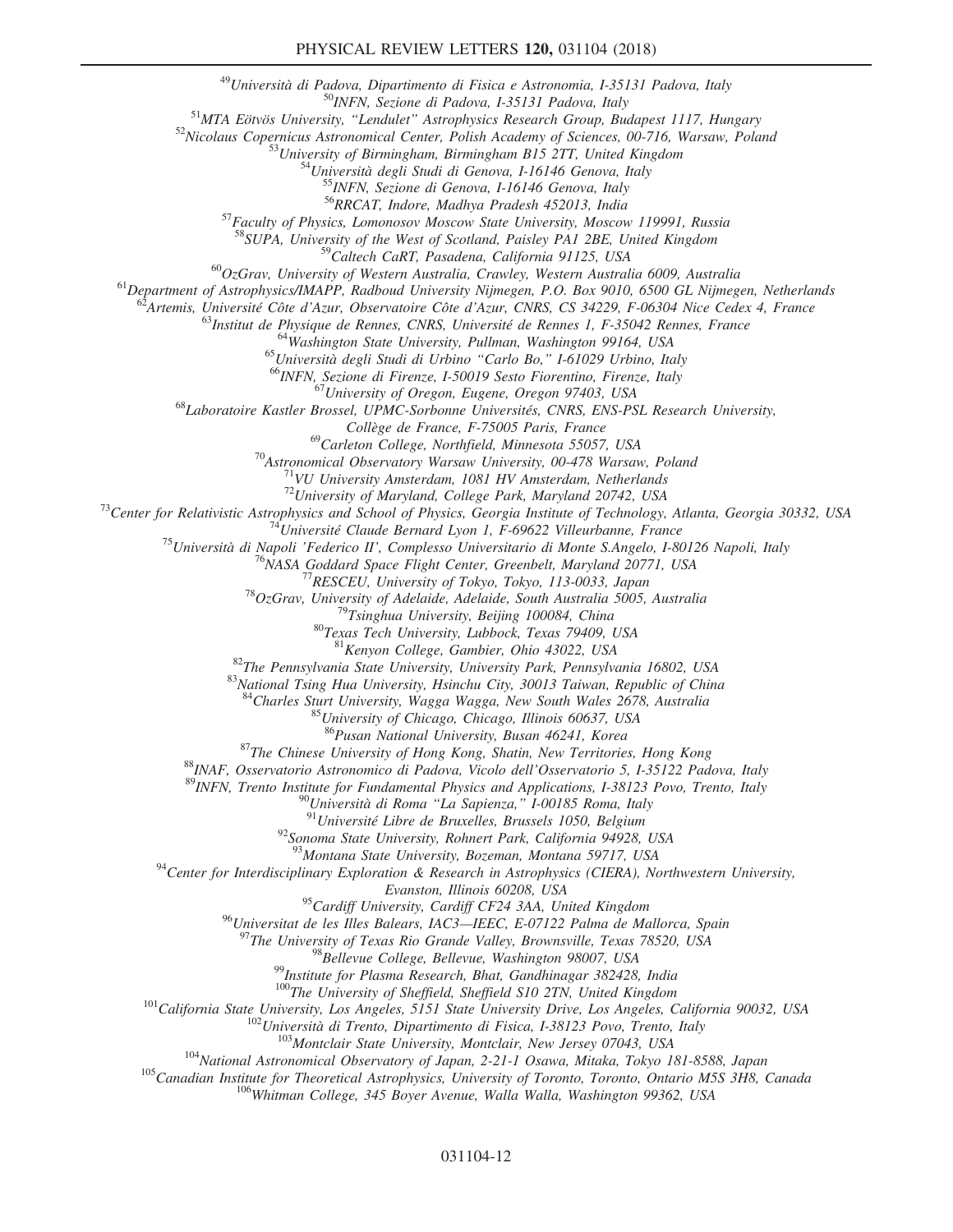[49]Università di Padova, Dipartimento di Fisica e Astronomia, I-35131 Padova, Italy
[50]INFN, Sezione di Padova, I-35131 Padova, Italy
[51]MTA Eötvös University, "Lendulet" Astrophysics Research Group, Budapest 1117, Hungary
[52]Nicolaus Copernicus Astronomical Center, Polish Academy of Sciences, 00-716, Warsaw, Poland
[53]University of Birmingham, Birmingham B15 2TT, United Kingdom
[54]Università degli Studi di Genova, I-16146 Genova, Italy
[55]INFN, Sezione di Genova, I-16146 Genova, Italy
[56]RRCAT, Indore, Madhya Pradesh 452013, India
[57]Faculty of Physics, Lomonosov Moscow State University, Moscow 119991, Russia
[58]SUPA, University of the West of Scotland, Paisley PA1 2BE, United Kingdom
[59]Caltech CaRT, Pasadena, California 91125, USA
[60]OzGrav, University of Western Australia, Crawley, Western Australia 6009, Australia
[61]Department of Astrophysics/IMAPP, Radboud University Nijmegen, P.O. Box 9010, 6500 GL Nijmegen, Netherlands
[62]Artemis, Université Côte d'Azur, Observatoire Côte d'Azur, CNRS, CS 34229, F-06304 Nice Cedex 4, France
[63]Institut de Physique de Rennes, CNRS, Université de Rennes 1, F-35042 Rennes, France
[64]Washington State University, Pullman, Washington 99164, USA
[65]Università degli Studi di Urbino "Carlo Bo," I-61029 Urbino, Italy
[66]INFN, Sezione di Firenze, I-50019 Sesto Fiorentino, Firenze, Italy
[67]University of Oregon, Eugene, Oregon 97403, USA
[68]Laboratoire Kastler Brossel, UPMC-Sorbonne Universités, CNRS, ENS-PSL Research University, Collège de France, F-75005 Paris, France
[69]Carleton College, Northfield, Minnesota 55057, USA
[70]Astronomical Observatory Warsaw University, 00-478 Warsaw, Poland
[71]VU University Amsterdam, 1081 HV Amsterdam, Netherlands
[72]University of Maryland, College Park, Maryland 20742, USA
[73]Center for Relativistic Astrophysics and School of Physics, Georgia Institute of Technology, Atlanta, Georgia 30332, USA
[74]Université Claude Bernard Lyon 1, F-69622 Villeurbanne, France
[75]Università di Napoli 'Federico II', Complesso Universitario di Monte S.Angelo, I-80126 Napoli, Italy
[76]NASA Goddard Space Flight Center, Greenbelt, Maryland 20771, USA
[77]RESCEU, University of Tokyo, Tokyo, 113-0033, Japan
[78]OzGrav, University of Adelaide, Adelaide, South Australia 5005, Australia
[79]Tsinghua University, Beijing 100084, China
[80]Texas Tech University, Lubbock, Texas 79409, USA
[81]Kenyon College, Gambier, Ohio 43022, USA
[82]The Pennsylvania State University, University Park, Pennsylvania 16802, USA
[83]National Tsing Hua University, Hsinchu City, 30013 Taiwan, Republic of China
[84]Charles Sturt University, Wagga Wagga, New South Wales 2678, Australia
[85]University of Chicago, Chicago, Illinois 60637, USA
[86]Pusan National University, Busan 46241, Korea
[87]The Chinese University of Hong Kong, Shatin, New Territories, Hong Kong
[88]INAF, Osservatorio Astronomico di Padova, Vicolo dell'Osservatorio 5, I-35122 Padova, Italy
[89]INFN, Trento Institute for Fundamental Physics and Applications, I-38123 Povo, Trento, Italy
[90]Università di Roma "La Sapienza," I-00185 Roma, Italy
[91]Université Libre de Bruxelles, Brussels 1050, Belgium
[92]Sonoma State University, Rohnert Park, California 94928, USA
[93]Montana State University, Bozeman, Montana 59717, USA
[94]Center for Interdisciplinary Exploration & Research in Astrophysics (CIERA), Northwestern University, Evanston, Illinois 60208, USA
[95]Cardiff University, Cardiff CF24 3AA, United Kingdom
[96]Universitat de les Illes Balears, IAC3—IEEC, E-07122 Palma de Mallorca, Spain
[97]The University of Texas Rio Grande Valley, Brownsville, Texas 78520, USA
[98]Bellevue College, Bellevue, Washington 98007, USA
[99]Institute for Plasma Research, Bhat, Gandhinagar 382428, India
[100]The University of Sheffield, Sheffield S10 2TN, United Kingdom
[101]California State University, Los Angeles, 5151 State University Drive, Los Angeles, California 90032, USA
[102]Università di Trento, Dipartimento di Fisica, I-38123 Povo, Trento, Italy
[103]Montclair State University, Montclair, New Jersey 07043, USA
[104]National Astronomical Observatory of Japan, 2-21-1 Osawa, Mitaka, Tokyo 181-8588, Japan
[105]Canadian Institute for Theoretical Astrophysics, University of Toronto, Toronto, Ontario M5S 3H8, Canada
[106]Whitman College, 345 Boyer Avenue, Walla Walla, Washington 99362, USA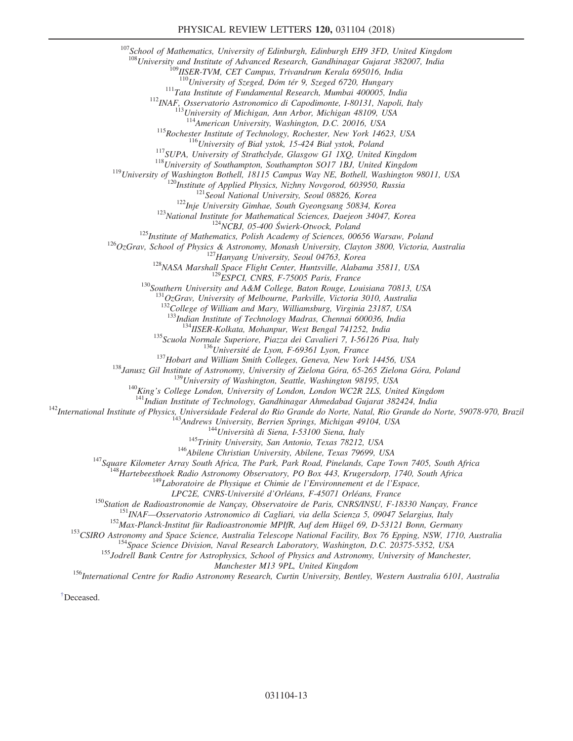[107]School of Mathematics, University of Edinburgh, Edinburgh EH9 3FD, United Kingdom
[108]University and Institute of Advanced Research, Gandhinagar Gujarat 382007, India
[109]IISER-TVM, CET Campus, Trivandrum Kerala 695016, India
[110]University of Szeged, Dóm tér 9, Szeged 6720, Hungary
[111]Tata Institute of Fundamental Research, Mumbai 400005, India
[112]INAF, Osservatorio Astronomico di Capodimonte, I-80131, Napoli, Italy
[113]University of Michigan, Ann Arbor, Michigan 48109, USA
[114]American University, Washington, D.C. 20016, USA
[115]Rochester Institute of Technology, Rochester, New York 14623, USA
[116]University of Biał ystok, 15-424 Biał ystok, Poland
[117]SUPA, University of Strathclyde, Glasgow G1 1XQ, United Kingdom
[118]University of Southampton, Southampton SO17 1BJ, United Kingdom
[119]University of Washington Bothell, 18115 Campus Way NE, Bothell, Washington 98011, USA
[120]Institute of Applied Physics, Nizhny Novgorod, 603950, Russia
[121]Seoul National University, Seoul 08826, Korea
[122]Inje University Gimhae, South Gyeongsang 50834, Korea
[123]National Institute for Mathematical Sciences, Daejeon 34047, Korea
[124]NCBJ, 05-400 Świerk-Otwock, Poland
[125]Institute of Mathematics, Polish Academy of Sciences, 00656 Warsaw, Poland
[126]OzGrav, School of Physics & Astronomy, Monash University, Clayton 3800, Victoria, Australia
[127]Hanyang University, Seoul 04763, Korea
[128]NASA Marshall Space Flight Center, Huntsville, Alabama 35811, USA
[129]ESPCI, CNRS, F-75005 Paris, France
[130]Southern University and A&M College, Baton Rouge, Louisiana 70813, USA
[131]OzGrav, University of Melbourne, Parkville, Victoria 3010, Australia
[132]College of William and Mary, Williamsburg, Virginia 23187, USA
[133]Indian Institute of Technology Madras, Chennai 600036, India
[134]IISER-Kolkata, Mohanpur, West Bengal 741252, India
[135]Scuola Normale Superiore, Piazza dei Cavalieri 7, I-56126 Pisa, Italy
[136]Université de Lyon, F-69361 Lyon, France
[137]Hobart and William Smith Colleges, Geneva, New York 14456, USA
[138]Janusz Gil Institute of Astronomy, University of Zielona Góra, 65-265 Zielona Góra, Poland
[139]University of Washington, Seattle, Washington 98195, USA
[140]King's College London, University of London, London WC2R 2LS, United Kingdom
[141]Indian Institute of Technology, Gandhinagar Ahmedabad Gujarat 382424, India
[142]International Institute of Physics, Universidade Federal do Rio Grande do Norte, Natal, Rio Grande do Norte, 59078-970, Brazil
[143]Andrews University, Berrien Springs, Michigan 49104, USA
[144]Università di Siena, I-53100 Siena, Italy
[145]Trinity University, San Antonio, Texas 78212, USA
[146]Abilene Christian University, Abilene, Texas 79699, USA
[147]Square Kilometer Array South Africa, The Park, Park Road, Pinelands, Cape Town 7405, South Africa
[148]Hartebeesthoek Radio Astronomy Observatory, PO Box 443, Krugersdorp, 1740, South Africa
[149]Laboratoire de Physique et Chimie de l'Environnement et de l'Espace, LPC2E, CNRS-Université d'Orléans, F-45071 Orléans, France
[150]Station de Radioastronomie de Nançay, Observatoire de Paris, CNRS/INSU, F-18330 Nançay, France
[151]INAF—Osservatorio Astronomico di Cagliari, via della Scienza 5, 09047 Selargius, Italy
[152]Max-Planck-Institut für Radioastronomie MPIfR, Auf dem Hügel 69, D-53121 Bonn, Germany
[153]CSIRO Astronomy and Space Science, Australia Telescope National Facility, Box 76 Epping, NSW, 1710, Australia
[154]Space Science Division, Naval Research Laboratory, Washington, D.C. 20375-5352, USA
[155]Jodrell Bank Centre for Astrophysics, School of Physics and Astronomy, University of Manchester, Manchester M13 9PL, United Kingdom
[156]International Centre for Radio Astronomy Research, Curtin University, Bentley, Western Australia 6101, Australia

[†]Deceased.